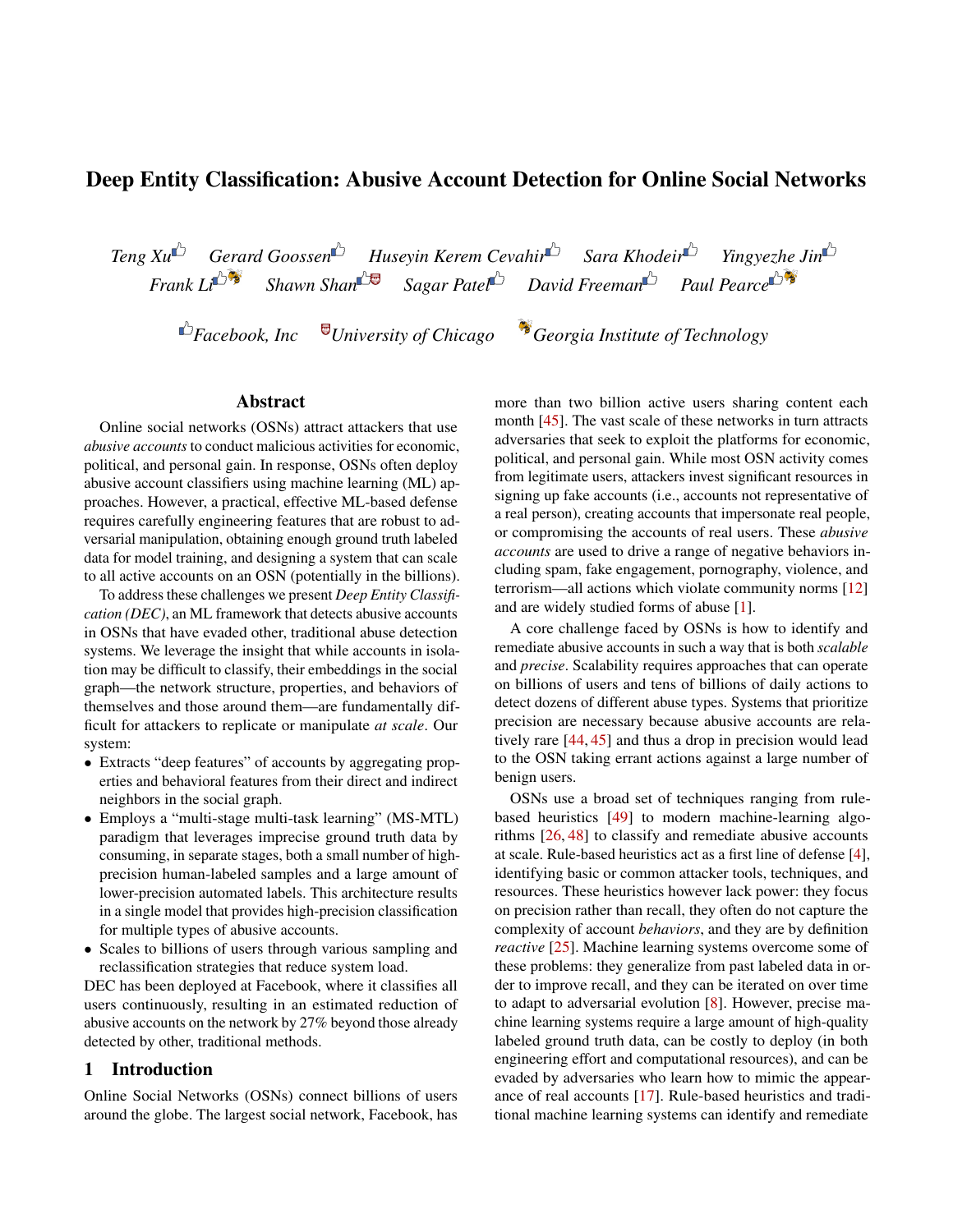# Deep Entity Classification: Abusive Account Detection for Online Social Networks

*Teng Xu* [a] *Gerard Goossen* [a] *Huseyin Kerem Cevahir* [a] *Sara Khodeir* [a] *Yingyezhe Jin* [a]
*Frank Li* [a,c] *Shawn Shan* [a,b] *Sagar Patel* [a] *David Freeman* [a] *Paul Pearce* [a,c]

[a] *Facebook, Inc* [b] *University of Chicago* [c] *Georgia Institute of Technology*

## Abstract

Online social networks (OSNs) attract attackers that use *abusive accounts* to conduct malicious activities for economic, political, and personal gain. In response, OSNs often deploy abusive account classifiers using machine learning (ML) approaches. However, a practical, effective ML-based defense requires carefully engineering features that are robust to adversarial manipulation, obtaining enough ground truth labeled data for model training, and designing a system that can scale to all active accounts on an OSN (potentially in the billions).

To address these challenges we present *Deep Entity Classification (DEC)*, an ML framework that detects abusive accounts in OSNs that have evaded other, traditional abuse detection systems. We leverage the insight that while accounts in isolation may be difficult to classify, their embeddings in the social graph—the network structure, properties, and behaviors of themselves and those around them—are fundamentally difficult for attackers to replicate or manipulate *at scale*. Our system:

- Extracts "deep features" of accounts by aggregating properties and behavioral features from their direct and indirect neighbors in the social graph.
- Employs a "multi-stage multi-task learning" (MS-MTL) paradigm that leverages imprecise ground truth data by consuming, in separate stages, both a small number of high-precision human-labeled samples and a large amount of lower-precision automated labels. This architecture results in a single model that provides high-precision classification for multiple types of abusive accounts.
- Scales to billions of users through various sampling and reclassification strategies that reduce system load.

DEC has been deployed at Facebook, where it classifies all users continuously, resulting in an estimated reduction of abusive accounts on the network by 27% beyond those already detected by other, traditional methods.

## 1 Introduction

Online Social Networks (OSNs) connect billions of users around the globe. The largest social network, Facebook, has more than two billion active users sharing content each month [45]. The vast scale of these networks in turn attracts adversaries that seek to exploit the platforms for economic, political, and personal gain. While most OSN activity comes from legitimate users, attackers invest significant resources in signing up fake accounts (i.e., accounts not representative of a real person), creating accounts that impersonate real people, or compromising the accounts of real users. These *abusive accounts* are used to drive a range of negative behaviors including spam, fake engagement, pornography, violence, and terrorism—all actions which violate community norms [12] and are widely studied forms of abuse [1].

A core challenge faced by OSNs is how to identify and remediate abusive accounts in such a way that is both *scalable* and *precise*. Scalability requires approaches that can operate on billions of users and tens of billions of daily actions to detect dozens of different abuse types. Systems that prioritize precision are necessary because abusive accounts are relatively rare [44, 45] and thus a drop in precision would lead to the OSN taking errant actions against a large number of benign users.

OSNs use a broad set of techniques ranging from rule-based heuristics [49] to modern machine-learning algorithms [26, 48] to classify and remediate abusive accounts at scale. Rule-based heuristics act as a first line of defense [4], identifying basic or common attacker tools, techniques, and resources. These heuristics however lack power: they focus on precision rather than recall, they often do not capture the complexity of account *behaviors*, and they are by definition *reactive* [25]. Machine learning systems overcome some of these problems: they generalize from past labeled data in order to improve recall, and they can be iterated on over time to adapt to adversarial evolution [8]. However, precise machine learning systems require a large amount of high-quality labeled ground truth data, can be costly to deploy (in both engineering effort and computational resources), and can be evaded by adversaries who learn how to mimic the appearance of real accounts [17]. Rule-based heuristics and traditional machine learning systems can identify and remediate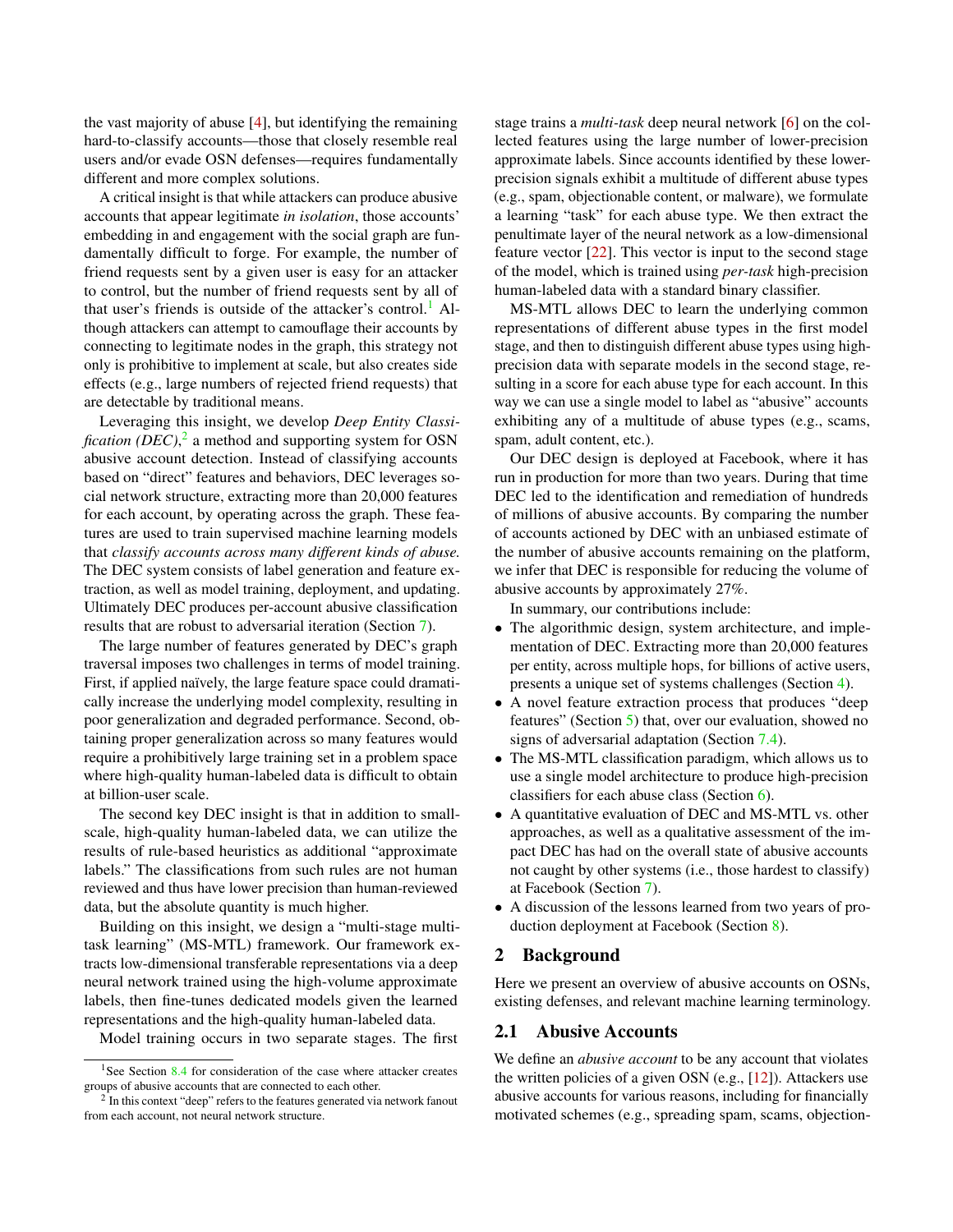the vast majority of abuse [4], but identifying the remaining hard-to-classify accounts—those that closely resemble real users and/or evade OSN defenses—requires fundamentally different and more complex solutions.

A critical insight is that while attackers can produce abusive accounts that appear legitimate *in isolation*, those accounts' embedding in and engagement with the social graph are fundamentally difficult to forge. For example, the number of friend requests sent by a given user is easy for an attacker to control, but the number of friend requests sent by all of that user's friends is outside of the attacker's control.[1] Although attackers can attempt to camouflage their accounts by connecting to legitimate nodes in the graph, this strategy not only is prohibitive to implement at scale, but also creates side effects (e.g., large numbers of rejected friend requests) that are detectable by traditional means.

Leveraging this insight, we develop *Deep Entity Classification (DEC)*,[2] a method and supporting system for OSN abusive account detection. Instead of classifying accounts based on "direct" features and behaviors, DEC leverages social network structure, extracting more than 20,000 features for each account, by operating across the graph. These features are used to train supervised machine learning models that *classify accounts across many different kinds of abuse.* The DEC system consists of label generation and feature extraction, as well as model training, deployment, and updating. Ultimately DEC produces per-account abusive classification results that are robust to adversarial iteration (Section 7).

The large number of features generated by DEC's graph traversal imposes two challenges in terms of model training. First, if applied naïvely, the large feature space could dramatically increase the underlying model complexity, resulting in poor generalization and degraded performance. Second, obtaining proper generalization across so many features would require a prohibitively large training set in a problem space where high-quality human-labeled data is difficult to obtain at billion-user scale.

The second key DEC insight is that in addition to small-scale, high-quality human-labeled data, we can utilize the results of rule-based heuristics as additional "approximate labels." The classifications from such rules are not human reviewed and thus have lower precision than human-reviewed data, but the absolute quantity is much higher.

Building on this insight, we design a "multi-stage multi-task learning" (MS-MTL) framework. Our framework extracts low-dimensional transferable representations via a deep neural network trained using the high-volume approximate labels, then fine-tunes dedicated models given the learned representations and the high-quality human-labeled data.

Model training occurs in two separate stages. The first stage trains a *multi-task* deep neural network [6] on the collected features using the large number of lower-precision approximate labels. Since accounts identified by these lower-precision signals exhibit a multitude of different abuse types (e.g., spam, objectionable content, or malware), we formulate a learning "task" for each abuse type. We then extract the penultimate layer of the neural network as a low-dimensional feature vector [22]. This vector is input to the second stage of the model, which is trained using *per-task* high-precision human-labeled data with a standard binary classifier.

MS-MTL allows DEC to learn the underlying common representations of different abuse types in the first model stage, and then to distinguish different abuse types using high-precision data with separate models in the second stage, resulting in a score for each abuse type for each account. In this way we can use a single model to label as "abusive" accounts exhibiting any of a multitude of abuse types (e.g., scams, spam, adult content, etc.).

Our DEC design is deployed at Facebook, where it has run in production for more than two years. During that time DEC led to the identification and remediation of hundreds of millions of abusive accounts. By comparing the number of accounts actioned by DEC with an unbiased estimate of the number of abusive accounts remaining on the platform, we infer that DEC is responsible for reducing the volume of abusive accounts by approximately 27%.

In summary, our contributions include:

- The algorithmic design, system architecture, and implementation of DEC. Extracting more than 20,000 features per entity, across multiple hops, for billions of active users, presents a unique set of systems challenges (Section 4).
- A novel feature extraction process that produces "deep features" (Section 5) that, over our evaluation, showed no signs of adversarial adaptation (Section 7.4).
- The MS-MTL classification paradigm, which allows us to use a single model architecture to produce high-precision classifiers for each abuse class (Section 6).
- A quantitative evaluation of DEC and MS-MTL vs. other approaches, as well as a qualitative assessment of the impact DEC has had on the overall state of abusive accounts not caught by other systems (i.e., those hardest to classify) at Facebook (Section 7).
- A discussion of the lessons learned from two years of production deployment at Facebook (Section 8).

## 2 Background

Here we present an overview of abusive accounts on OSNs, existing defenses, and relevant machine learning terminology.

### 2.1 Abusive Accounts

We define an *abusive account* to be any account that violates the written policies of a given OSN (e.g., [12]). Attackers use abusive accounts for various reasons, including for financially motivated schemes (e.g., spreading spam, scams, objection-

[1] See Section 8.4 for consideration of the case where attacker creates groups of abusive accounts that are connected to each other.

[2] In this context "deep" refers to the features generated via network fanout from each account, not neural network structure.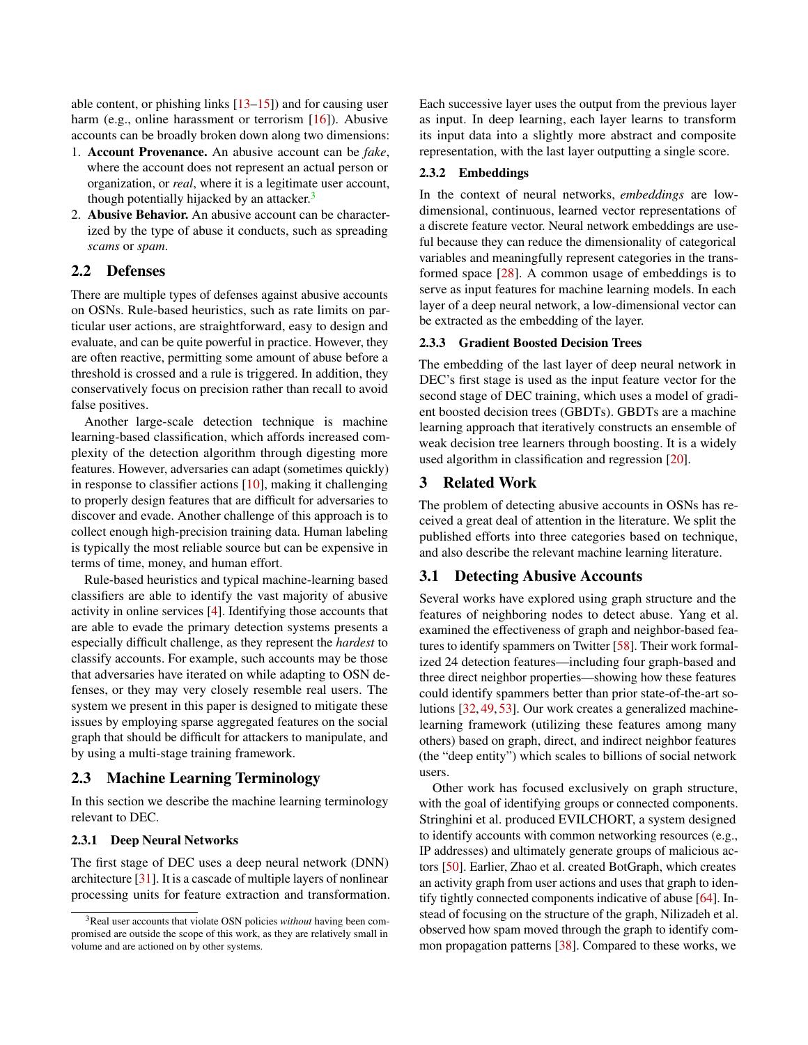able content, or phishing links [13–15]) and for causing user harm (e.g., online harassment or terrorism [16]). Abusive accounts can be broadly broken down along two dimensions:

1. **Account Provenance.** An abusive account can be *fake*, where the account does not represent an actual person or organization, or *real*, where it is a legitimate user account, though potentially hijacked by an attacker.[3]
2. **Abusive Behavior.** An abusive account can be characterized by the type of abuse it conducts, such as spreading *scams* or *spam*.

## 2.2 Defenses

There are multiple types of defenses against abusive accounts on OSNs. Rule-based heuristics, such as rate limits on particular user actions, are straightforward, easy to design and evaluate, and can be quite powerful in practice. However, they are often reactive, permitting some amount of abuse before a threshold is crossed and a rule is triggered. In addition, they conservatively focus on precision rather than recall to avoid false positives.

Another large-scale detection technique is machine learning-based classification, which affords increased complexity of the detection algorithm through digesting more features. However, adversaries can adapt (sometimes quickly) in response to classifier actions [10], making it challenging to properly design features that are difficult for adversaries to discover and evade. Another challenge of this approach is to collect enough high-precision training data. Human labeling is typically the most reliable source but can be expensive in terms of time, money, and human effort.

Rule-based heuristics and typical machine-learning based classifiers are able to identify the vast majority of abusive activity in online services [4]. Identifying those accounts that are able to evade the primary detection systems presents a especially difficult challenge, as they represent the *hardest* to classify accounts. For example, such accounts may be those that adversaries have iterated on while adapting to OSN defenses, or they may very closely resemble real users. The system we present in this paper is designed to mitigate these issues by employing sparse aggregated features on the social graph that should be difficult for attackers to manipulate, and by using a multi-stage training framework.

## 2.3 Machine Learning Terminology

In this section we describe the machine learning terminology relevant to DEC.

### 2.3.1 Deep Neural Networks

The first stage of DEC uses a deep neural network (DNN) architecture [31]. It is a cascade of multiple layers of nonlinear processing units for feature extraction and transformation. Each successive layer uses the output from the previous layer as input. In deep learning, each layer learns to transform its input data into a slightly more abstract and composite representation, with the last layer outputting a single score.

### 2.3.2 Embeddings

In the context of neural networks, *embeddings* are low-dimensional, continuous, learned vector representations of a discrete feature vector. Neural network embeddings are useful because they can reduce the dimensionality of categorical variables and meaningfully represent categories in the transformed space [28]. A common usage of embeddings is to serve as input features for machine learning models. In each layer of a deep neural network, a low-dimensional vector can be extracted as the embedding of the layer.

### 2.3.3 Gradient Boosted Decision Trees

The embedding of the last layer of deep neural network in DEC's first stage is used as the input feature vector for the second stage of DEC training, which uses a model of gradient boosted decision trees (GBDTs). GBDTs are a machine learning approach that iteratively constructs an ensemble of weak decision tree learners through boosting. It is a widely used algorithm in classification and regression [20].

# 3 Related Work

The problem of detecting abusive accounts in OSNs has received a great deal of attention in the literature. We split the published efforts into three categories based on technique, and also describe the relevant machine learning literature.

## 3.1 Detecting Abusive Accounts

Several works have explored using graph structure and the features of neighboring nodes to detect abuse. Yang et al. examined the effectiveness of graph and neighbor-based features to identify spammers on Twitter [58]. Their work formalized 24 detection features—including four graph-based and three direct neighbor properties—showing how these features could identify spammers better than prior state-of-the-art solutions [32, 49, 53]. Our work creates a generalized machine-learning framework (utilizing these features among many others) based on graph, direct, and indirect neighbor features (the "deep entity") which scales to billions of social network users.

Other work has focused exclusively on graph structure, with the goal of identifying groups or connected components. Stringhini et al. produced EVILCHORT, a system designed to identify accounts with common networking resources (e.g., IP addresses) and ultimately generate groups of malicious actors [50]. Earlier, Zhao et al. created BotGraph, which creates an activity graph from user actions and uses that graph to identify tightly connected components indicative of abuse [64]. Instead of focusing on the structure of the graph, Nilizadeh et al. observed how spam moved through the graph to identify common propagation patterns [38]. Compared to these works, we

[3] Real user accounts that violate OSN policies *without* having been compromised are outside the scope of this work, as they are relatively small in volume and are actioned on by other systems.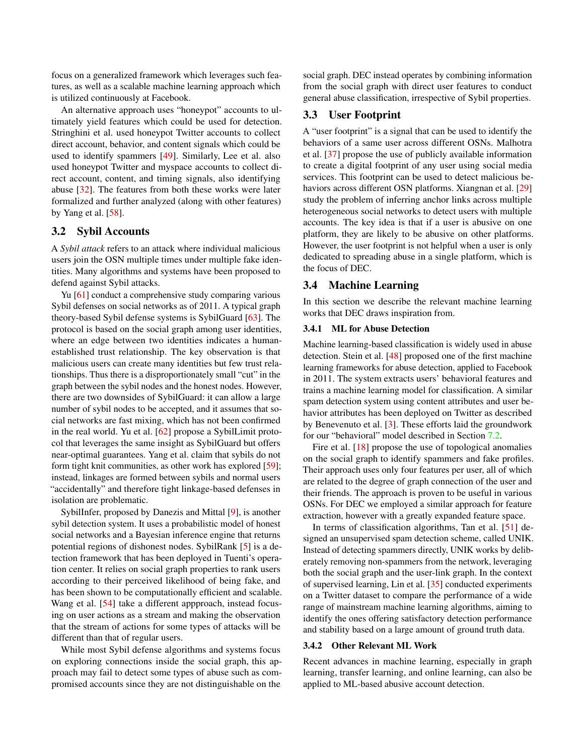focus on a generalized framework which leverages such features, as well as a scalable machine learning approach which is utilized continuously at Facebook.

An alternative approach uses "honeypot" accounts to ultimately yield features which could be used for detection. Stringhini et al. used honeypot Twitter accounts to collect direct account, behavior, and content signals which could be used to identify spammers [49]. Similarly, Lee et al. also used honeypot Twitter and myspace accounts to collect direct account, content, and timing signals, also identifying abuse [32]. The features from both these works were later formalized and further analyzed (along with other features) by Yang et al. [58].

## 3.2 Sybil Accounts

A *Sybil attack* refers to an attack where individual malicious users join the OSN multiple times under multiple fake identities. Many algorithms and systems have been proposed to defend against Sybil attacks.

Yu [61] conduct a comprehensive study comparing various Sybil defenses on social networks as of 2011. A typical graph theory-based Sybil defense systems is SybilGuard [63]. The protocol is based on the social graph among user identities, where an edge between two identities indicates a human-established trust relationship. The key observation is that malicious users can create many identities but few trust relationships. Thus there is a disproportionately small "cut" in the graph between the sybil nodes and the honest nodes. However, there are two downsides of SybilGuard: it can allow a large number of sybil nodes to be accepted, and it assumes that social networks are fast mixing, which has not been confirmed in the real world. Yu et al. [62] propose a SybilLimit protocol that leverages the same insight as SybilGuard but offers near-optimal guarantees. Yang et al. claim that sybils do not form tight knit communities, as other work has explored [59]; instead, linkages are formed between sybils and normal users "accidentally" and therefore tight linkage-based defenses in isolation are problematic.

SybilInfer, proposed by Danezis and Mittal [9], is another sybil detection system. It uses a probabilistic model of honest social networks and a Bayesian inference engine that returns potential regions of dishonest nodes. SybilRank [5] is a detection framework that has been deployed in Tuenti's operation center. It relies on social graph properties to rank users according to their perceived likelihood of being fake, and has been shown to be computationally efficient and scalable. Wang et al. [54] take a different appproach, instead focusing on user actions as a stream and making the observation that the stream of actions for some types of attacks will be different than that of regular users.

While most Sybil defense algorithms and systems focus on exploring connections inside the social graph, this approach may fail to detect some types of abuse such as compromised accounts since they are not distinguishable on the social graph. DEC instead operates by combining information from the social graph with direct user features to conduct general abuse classification, irrespective of Sybil properties.

## 3.3 User Footprint

A "user footprint" is a signal that can be used to identify the behaviors of a same user across different OSNs. Malhotra et al. [37] propose the use of publicly available information to create a digital footprint of any user using social media services. This footprint can be used to detect malicious behaviors across different OSN platforms. Xiangnan et al. [29] study the problem of inferring anchor links across multiple heterogeneous social networks to detect users with multiple accounts. The key idea is that if a user is abusive on one platform, they are likely to be abusive on other platforms. However, the user footprint is not helpful when a user is only dedicated to spreading abuse in a single platform, which is the focus of DEC.

## 3.4 Machine Learning

In this section we describe the relevant machine learning works that DEC draws inspiration from.

### 3.4.1 ML for Abuse Detection

Machine learning-based classification is widely used in abuse detection. Stein et al. [48] proposed one of the first machine learning frameworks for abuse detection, applied to Facebook in 2011. The system extracts users' behavioral features and trains a machine learning model for classification. A similar spam detection system using content attributes and user behavior attributes has been deployed on Twitter as described by Benevenuto et al. [3]. These efforts laid the groundwork for our "behavioral" model described in Section 7.2.

Fire et al. [18] propose the use of topological anomalies on the social graph to identify spammers and fake profiles. Their approach uses only four features per user, all of which are related to the degree of graph connection of the user and their friends. The approach is proven to be useful in various OSNs. For DEC we employed a similar approach for feature extraction, however with a greatly expanded feature space.

In terms of classification algorithms, Tan et al. [51] designed an unsupervised spam detection scheme, called UNIK. Instead of detecting spammers directly, UNIK works by deliberately removing non-spammers from the network, leveraging both the social graph and the user-link graph. In the context of supervised learning, Lin et al. [35] conducted experiments on a Twitter dataset to compare the performance of a wide range of mainstream machine learning algorithms, aiming to identify the ones offering satisfactory detection performance and stability based on a large amount of ground truth data.

### 3.4.2 Other Relevant ML Work

Recent advances in machine learning, especially in graph learning, transfer learning, and online learning, can also be applied to ML-based abusive account detection.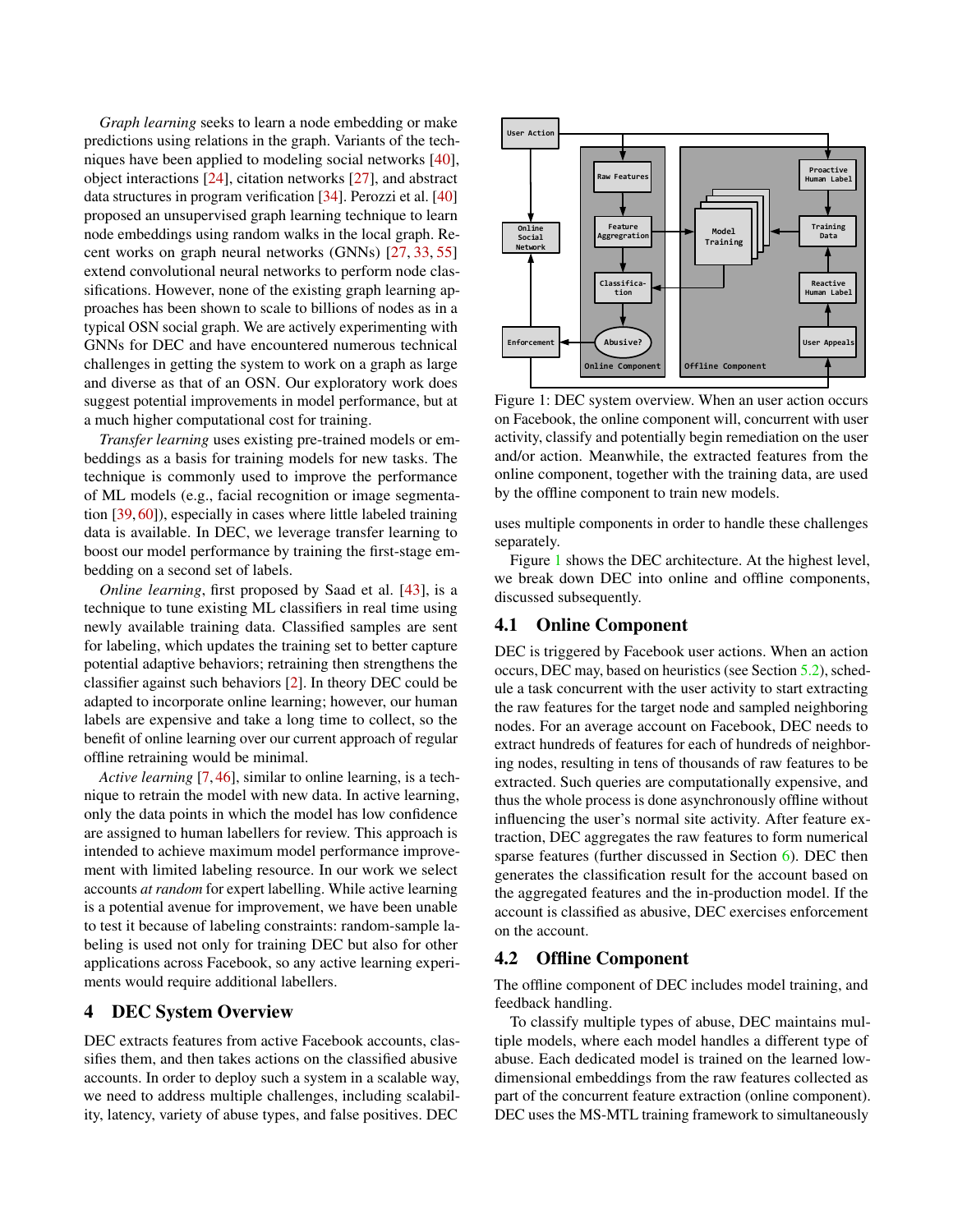*Graph learning* seeks to learn a node embedding or make predictions using relations in the graph. Variants of the techniques have been applied to modeling social networks [40], object interactions [24], citation networks [27], and abstract data structures in program verification [34]. Perozzi et al. [40] proposed an unsupervised graph learning technique to learn node embeddings using random walks in the local graph. Recent works on graph neural networks (GNNs) [27, 33, 55] extend convolutional neural networks to perform node classifications. However, none of the existing graph learning approaches has been shown to scale to billions of nodes as in a typical OSN social graph. We are actively experimenting with GNNs for DEC and have encountered numerous technical challenges in getting the system to work on a graph as large and diverse as that of an OSN. Our exploratory work does suggest potential improvements in model performance, but at a much higher computational cost for training.

*Transfer learning* uses existing pre-trained models or embeddings as a basis for training models for new tasks. The technique is commonly used to improve the performance of ML models (e.g., facial recognition or image segmentation [39, 60]), especially in cases where little labeled training data is available. In DEC, we leverage transfer learning to boost our model performance by training the first-stage embedding on a second set of labels.

*Online learning*, first proposed by Saad et al. [43], is a technique to tune existing ML classifiers in real time using newly available training data. Classified samples are sent for labeling, which updates the training set to better capture potential adaptive behaviors; retraining then strengthens the classifier against such behaviors [2]. In theory DEC could be adapted to incorporate online learning; however, our human labels are expensive and take a long time to collect, so the benefit of online learning over our current approach of regular offline retraining would be minimal.

*Active learning* [7, 46], similar to online learning, is a technique to retrain the model with new data. In active learning, only the data points in which the model has low confidence are assigned to human labellers for review. This approach is intended to achieve maximum model performance improvement with limited labeling resource. In our work we select accounts *at random* for expert labelling. While active learning is a potential avenue for improvement, we have been unable to test it because of labeling constraints: random-sample labeling is used not only for training DEC but also for other applications across Facebook, so any active learning experiments would require additional labellers.

## 4 DEC System Overview

DEC extracts features from active Facebook accounts, classifies them, and then takes actions on the classified abusive accounts. In order to deploy such a system in a scalable way, we need to address multiple challenges, including scalability, latency, variety of abuse types, and false positives. DEC uses multiple components in order to handle these challenges separately.

Figure 1: DEC system overview. When an user action occurs on Facebook, the online component will, concurrent with user activity, classify and potentially begin remediation on the user and/or action. Meanwhile, the extracted features from the online component, together with the training data, are used by the offline component to train new models.

Figure 1 shows the DEC architecture. At the highest level, we break down DEC into online and offline components, discussed subsequently.

### 4.1 Online Component

DEC is triggered by Facebook user actions. When an action occurs, DEC may, based on heuristics (see Section 5.2), schedule a task concurrent with the user activity to start extracting the raw features for the target node and sampled neighboring nodes. For an average account on Facebook, DEC needs to extract hundreds of features for each of hundreds of neighboring nodes, resulting in tens of thousands of raw features to be extracted. Such queries are computationally expensive, and thus the whole process is done asynchronously offline without influencing the user's normal site activity. After feature extraction, DEC aggregates the raw features to form numerical sparse features (further discussed in Section 6). DEC then generates the classification result for the account based on the aggregated features and the in-production model. If the account is classified as abusive, DEC exercises enforcement on the account.

### 4.2 Offline Component

The offline component of DEC includes model training, and feedback handling.

To classify multiple types of abuse, DEC maintains multiple models, where each model handles a different type of abuse. Each dedicated model is trained on the learned low-dimensional embeddings from the raw features collected as part of the concurrent feature extraction (online component). DEC uses the MS-MTL training framework to simultaneously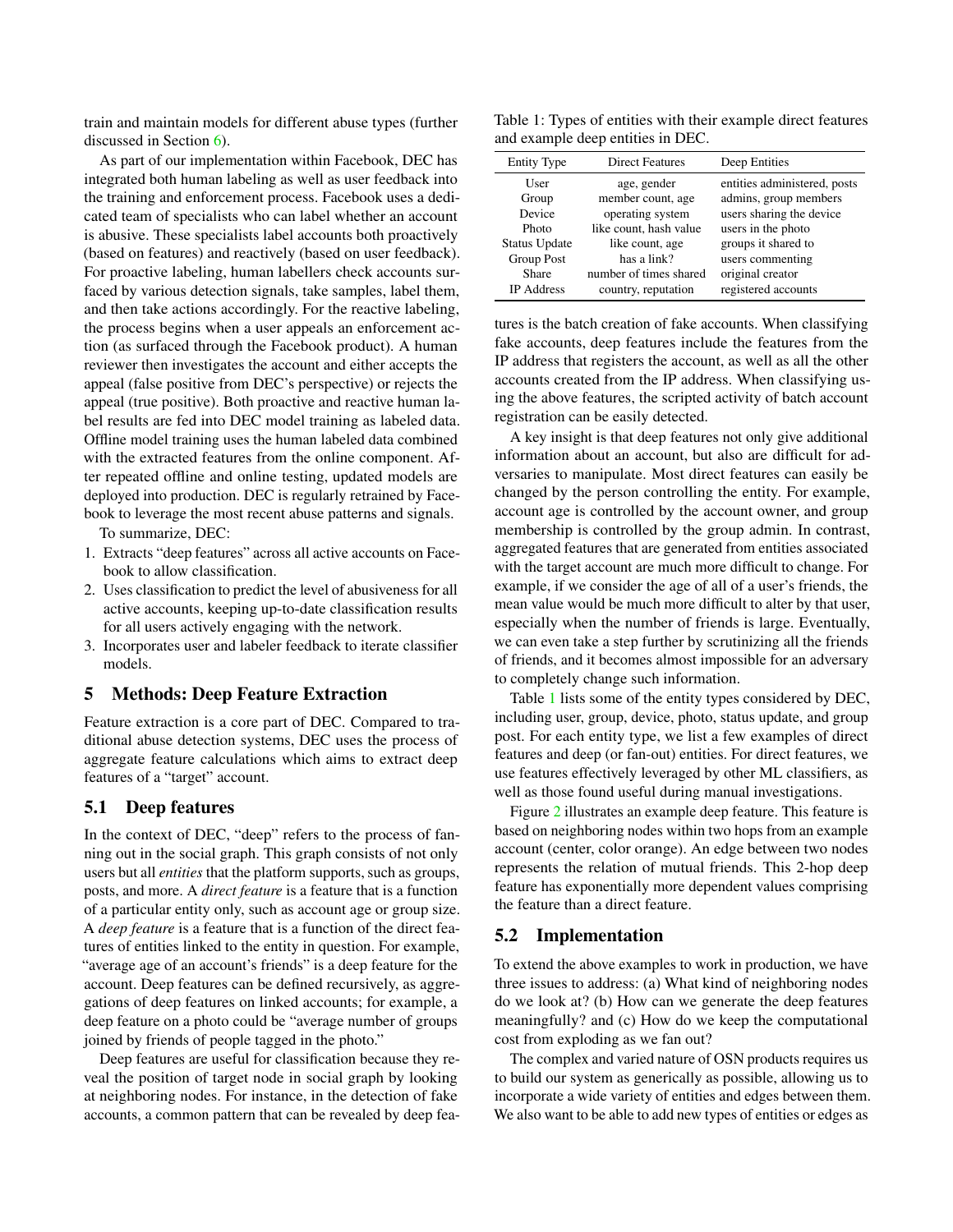train and maintain models for different abuse types (further discussed in Section 6).

As part of our implementation within Facebook, DEC has integrated both human labeling as well as user feedback into the training and enforcement process. Facebook uses a dedicated team of specialists who can label whether an account is abusive. These specialists label accounts both proactively (based on features) and reactively (based on user feedback). For proactive labeling, human labellers check accounts surfaced by various detection signals, take samples, label them, and then take actions accordingly. For the reactive labeling, the process begins when a user appeals an enforcement action (as surfaced through the Facebook product). A human reviewer then investigates the account and either accepts the appeal (false positive from DEC's perspective) or rejects the appeal (true positive). Both proactive and reactive human label results are fed into DEC model training as labeled data. Offline model training uses the human labeled data combined with the extracted features from the online component. After repeated offline and online testing, updated models are deployed into production. DEC is regularly retrained by Facebook to leverage the most recent abuse patterns and signals.

To summarize, DEC:

1. Extracts "deep features" across all active accounts on Facebook to allow classification.
2. Uses classification to predict the level of abusiveness for all active accounts, keeping up-to-date classification results for all users actively engaging with the network.
3. Incorporates user and labeler feedback to iterate classifier models.

## 5 Methods: Deep Feature Extraction

Feature extraction is a core part of DEC. Compared to traditional abuse detection systems, DEC uses the process of aggregate feature calculations which aims to extract deep features of a "target" account.

### 5.1 Deep features

In the context of DEC, "deep" refers to the process of fanning out in the social graph. This graph consists of not only users but all *entities* that the platform supports, such as groups, posts, and more. A *direct feature* is a feature that is a function of a particular entity only, such as account age or group size. A *deep feature* is a feature that is a function of the direct features of entities linked to the entity in question. For example, "average age of an account's friends" is a deep feature for the account. Deep features can be defined recursively, as aggregations of deep features on linked accounts; for example, a deep feature on a photo could be "average number of groups joined by friends of people tagged in the photo."

Deep features are useful for classification because they reveal the position of target node in social graph by looking at neighboring nodes. For instance, in the detection of fake accounts, a common pattern that can be revealed by deep features is the batch creation of fake accounts. When classifying fake accounts, deep features include the features from the IP address that registers the account, as well as all the other accounts created from the IP address. When classifying using the above features, the scripted activity of batch account registration can be easily detected.

Table 1: Types of entities with their example direct features and example deep entities in DEC.

| Entity Type | Direct Features | Deep Entities |
|---|---|---|
| User | age, gender | entities administered, posts |
| Group | member count, age | admins, group members |
| Device | operating system | users sharing the device |
| Photo | like count, hash value | users in the photo |
| Status Update | like count, age | groups it shared to |
| Group Post | has a link? | users commenting |
| Share | number of times shared | original creator |
| IP Address | country, reputation | registered accounts |

A key insight is that deep features not only give additional information about an account, but also are difficult for adversaries to manipulate. Most direct features can easily be changed by the person controlling the entity. For example, account age is controlled by the account owner, and group membership is controlled by the group admin. In contrast, aggregated features that are generated from entities associated with the target account are much more difficult to change. For example, if we consider the age of all of a user's friends, the mean value would be much more difficult to alter by that user, especially when the number of friends is large. Eventually, we can even take a step further by scrutinizing all the friends of friends, and it becomes almost impossible for an adversary to completely change such information.

Table 1 lists some of the entity types considered by DEC, including user, group, device, photo, status update, and group post. For each entity type, we list a few examples of direct features and deep (or fan-out) entities. For direct features, we use features effectively leveraged by other ML classifiers, as well as those found useful during manual investigations.

Figure 2 illustrates an example deep feature. This feature is based on neighboring nodes within two hops from an example account (center, color orange). An edge between two nodes represents the relation of mutual friends. This 2-hop deep feature has exponentially more dependent values comprising the feature than a direct feature.

### 5.2 Implementation

To extend the above examples to work in production, we have three issues to address: (a) What kind of neighboring nodes do we look at? (b) How can we generate the deep features meaningfully? and (c) How do we keep the computational cost from exploding as we fan out?

The complex and varied nature of OSN products requires us to build our system as generically as possible, allowing us to incorporate a wide variety of entities and edges between them. We also want to be able to add new types of entities or edges as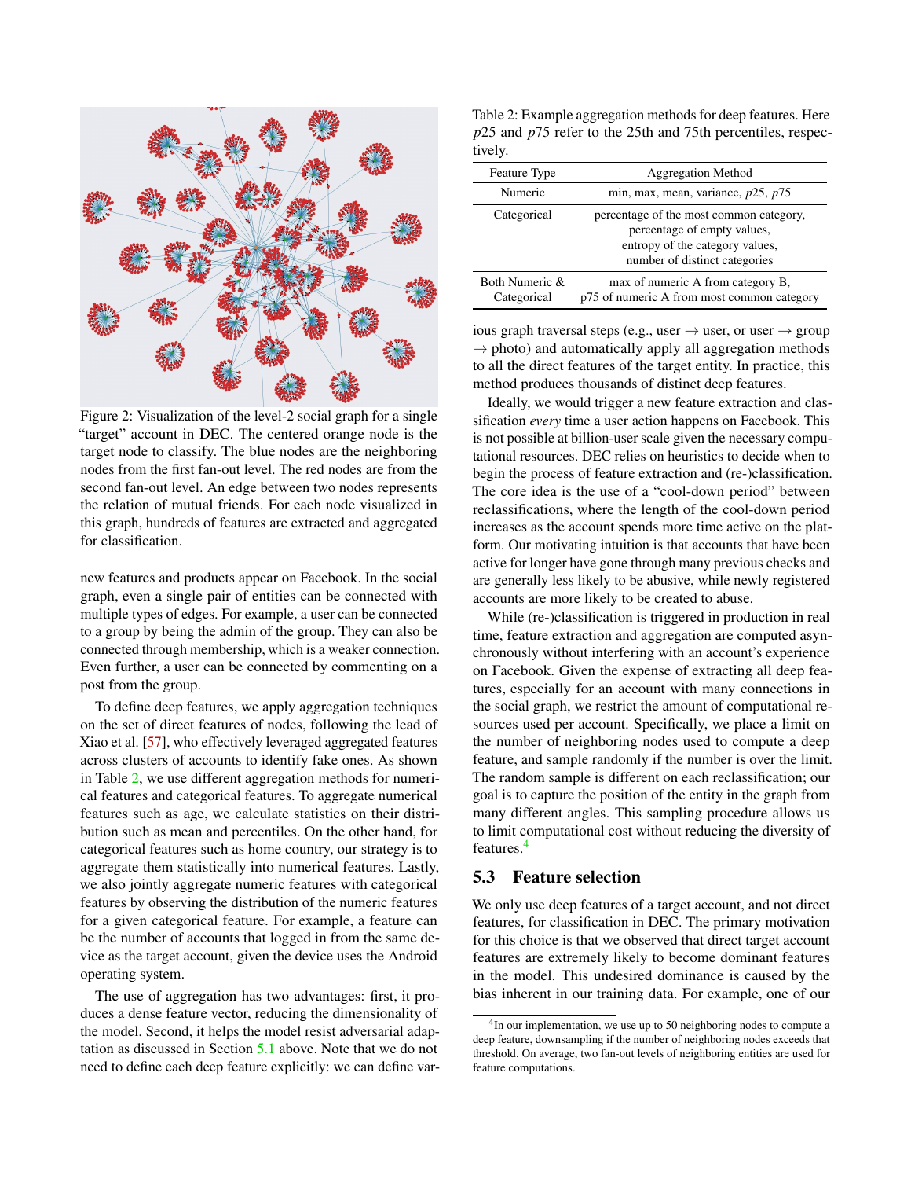Figure 2: Visualization of the level-2 social graph for a single "target" account in DEC. The centered orange node is the target node to classify. The blue nodes are the neighboring nodes from the first fan-out level. The red nodes are from the second fan-out level. An edge between two nodes represents the relation of mutual friends. For each node visualized in this graph, hundreds of features are extracted and aggregated for classification.

new features and products appear on Facebook. In the social graph, even a single pair of entities can be connected with multiple types of edges. For example, a user can be connected to a group by being the admin of the group. They can also be connected through membership, which is a weaker connection. Even further, a user can be connected by commenting on a post from the group.

To define deep features, we apply aggregation techniques on the set of direct features of nodes, following the lead of Xiao et al. [57], who effectively leveraged aggregated features across clusters of accounts to identify fake ones. As shown in Table 2, we use different aggregation methods for numerical features and categorical features. To aggregate numerical features such as age, we calculate statistics on their distribution such as mean and percentiles. On the other hand, for categorical features such as home country, our strategy is to aggregate them statistically into numerical features. Lastly, we also jointly aggregate numeric features with categorical features by observing the distribution of the numeric features for a given categorical feature. For example, a feature can be the number of accounts that logged in from the same device as the target account, given the device uses the Android operating system.

The use of aggregation has two advantages: first, it produces a dense feature vector, reducing the dimensionality of the model. Second, it helps the model resist adversarial adaptation as discussed in Section 5.1 above. Note that we do not need to define each deep feature explicitly: we can define various graph traversal steps (e.g., user → user, or user → group → photo) and automatically apply all aggregation methods to all the direct features of the target entity. In practice, this method produces thousands of distinct deep features.

Table 2: Example aggregation methods for deep features. Here $p25$ and $p75$ refer to the 25th and 75th percentiles, respectively.

| Feature Type | Aggregation Method |
|---|---|
| Numeric | min, max, mean, variance, $p25$, $p75$ |
| Categorical | percentage of the most common category, percentage of empty values, entropy of the category values, number of distinct categories |
| Both Numeric & Categorical | max of numeric A from category B, p75 of numeric A from most common category |

Ideally, we would trigger a new feature extraction and classification *every* time a user action happens on Facebook. This is not possible at billion-user scale given the necessary computational resources. DEC relies on heuristics to decide when to begin the process of feature extraction and (re-)classification. The core idea is the use of a "cool-down period" between reclassifications, where the length of the cool-down period increases as the account spends more time active on the platform. Our motivating intuition is that accounts that have been active for longer have gone through many previous checks and are generally less likely to be abusive, while newly registered accounts are more likely to be created to abuse.

While (re-)classification is triggered in production in real time, feature extraction and aggregation are computed asynchronously without interfering with an account's experience on Facebook. Given the expense of extracting all deep features, especially for an account with many connections in the social graph, we restrict the amount of computational resources used per account. Specifically, we place a limit on the number of neighboring nodes used to compute a deep feature, and sample randomly if the number is over the limit. The random sample is different on each reclassification; our goal is to capture the position of the entity in the graph from many different angles. This sampling procedure allows us to limit computational cost without reducing the diversity of features.[4]

### 5.3 Feature selection

We only use deep features of a target account, and not direct features, for classification in DEC. The primary motivation for this choice is that we observed that direct target account features are extremely likely to become dominant features in the model. This undesired dominance is caused by the bias inherent in our training data. For example, one of our

[4] In our implementation, we use up to 50 neighboring nodes to compute a deep feature, downsampling if the number of neighboring nodes exceeds that threshold. On average, two fan-out levels of neighboring entities are used for feature computations.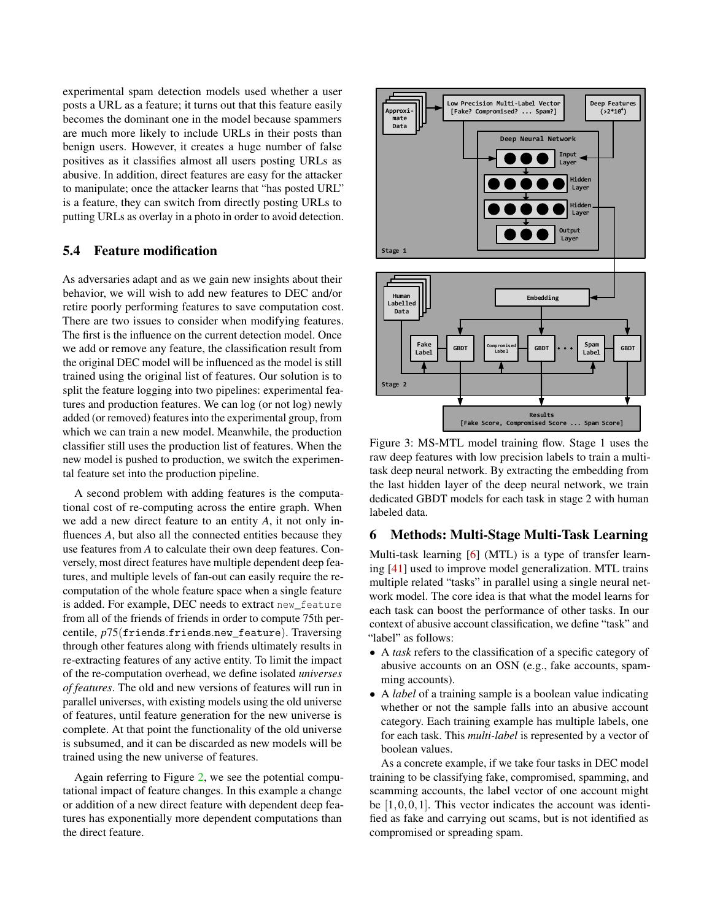experimental spam detection models used whether a user posts a URL as a feature; it turns out that this feature easily becomes the dominant one in the model because spammers are much more likely to include URLs in their posts than benign users. However, it creates a huge number of false positives as it classifies almost all users posting URLs as abusive. In addition, direct features are easy for the attacker to manipulate; once the attacker learns that "has posted URL" is a feature, they can switch from directly posting URLs to putting URLs as overlay in a photo in order to avoid detection.

### 5.4 Feature modification

As adversaries adapt and as we gain new insights about their behavior, we will wish to add new features to DEC and/or retire poorly performing features to save computation cost. There are two issues to consider when modifying features. The first is the influence on the current detection model. Once we add or remove any feature, the classification result from the original DEC model will be influenced as the model is still trained using the original list of features. Our solution is to split the feature logging into two pipelines: experimental features and production features. We can log (or not log) newly added (or removed) features into the experimental group, from which we can train a new model. Meanwhile, the production classifier still uses the production list of features. When the new model is pushed to production, we switch the experimental feature set into the production pipeline.

A second problem with adding features is the computational cost of re-computing across the entire graph. When we add a new direct feature to an entity *A*, it not only influences *A*, but also all the connected entities because they use features from *A* to calculate their own deep features. Conversely, most direct features have multiple dependent deep features, and multiple levels of fan-out can easily require the re-computation of the whole feature space when a single feature is added. For example, DEC needs to extract `new_feature` from all of the friends of friends in order to compute 75th percentile, $p75(\texttt{friends.friends.new\_feature})$. Traversing through other features along with friends ultimately results in re-extracting features of any active entity. To limit the impact of the re-computation overhead, we define isolated *universes of features*. The old and new versions of features will run in parallel universes, with existing models using the old universe of features, until feature generation for the new universe is complete. At that point the functionality of the old universe is subsumed, and it can be discarded as new models will be trained using the new universe of features.

Again referring to Figure 2, we see the potential computational impact of feature changes. In this example a change or addition of a new direct feature with dependent deep features has exponentially more dependent computations than the direct feature.

Figure 3: MS-MTL model training flow. Stage 1 uses the raw deep features with low precision labels to train a multi-task deep neural network. By extracting the embedding from the last hidden layer of the deep neural network, we train dedicated GBDT models for each task in stage 2 with human labeled data.

## 6 Methods: Multi-Stage Multi-Task Learning

Multi-task learning [6] (MTL) is a type of transfer learning [41] used to improve model generalization. MTL trains multiple related "tasks" in parallel using a single neural network model. The core idea is that what the model learns for each task can boost the performance of other tasks. In our context of abusive account classification, we define "task" and "label" as follows:

- A *task* refers to the classification of a specific category of abusive accounts on an OSN (e.g., fake accounts, spamming accounts).
- A *label* of a training sample is a boolean value indicating whether or not the sample falls into an abusive account category. Each training example has multiple labels, one for each task. This *multi-label* is represented by a vector of boolean values.

As a concrete example, if we take four tasks in DEC model training to be classifying fake, compromised, spamming, and scamming accounts, the label vector of one account might be $[1,0,0,1]$. This vector indicates the account was identified as fake and carrying out scams, but is not identified as compromised or spreading spam.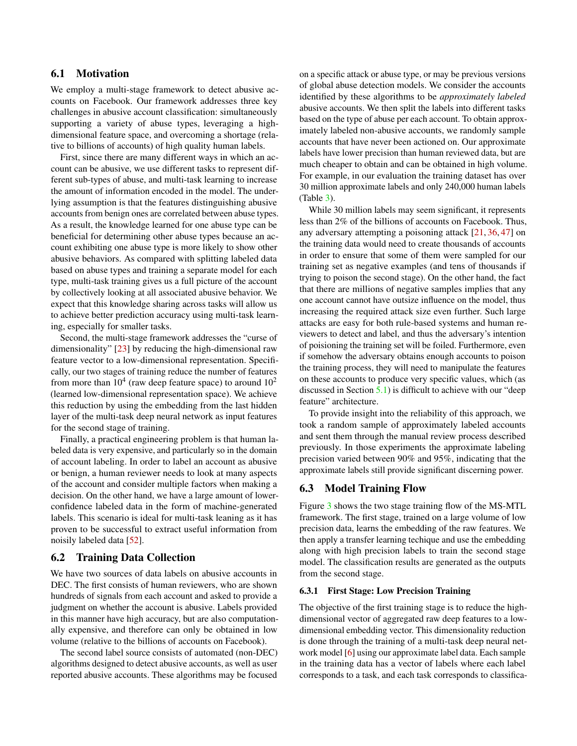## 6.1 Motivation

We employ a multi-stage framework to detect abusive accounts on Facebook. Our framework addresses three key challenges in abusive account classification: simultaneously supporting a variety of abuse types, leveraging a high-dimensional feature space, and overcoming a shortage (relative to billions of accounts) of high quality human labels.

First, since there are many different ways in which an account can be abusive, we use different tasks to represent different sub-types of abuse, and multi-task learning to increase the amount of information encoded in the model. The underlying assumption is that the features distinguishing abusive accounts from benign ones are correlated between abuse types. As a result, the knowledge learned for one abuse type can be beneficial for determining other abuse types because an account exhibiting one abuse type is more likely to show other abusive behaviors. As compared with splitting labeled data based on abuse types and training a separate model for each type, multi-task training gives us a full picture of the account by collectively looking at all associated abusive behavior. We expect that this knowledge sharing across tasks will allow us to achieve better prediction accuracy using multi-task learning, especially for smaller tasks.

Second, the multi-stage framework addresses the "curse of dimensionality" [23] by reducing the high-dimensional raw feature vector to a low-dimensional representation. Specifically, our two stages of training reduce the number of features from more than $10^4$ (raw deep feature space) to around $10^2$ (learned low-dimensional representation space). We achieve this reduction by using the embedding from the last hidden layer of the multi-task deep neural network as input features for the second stage of training.

Finally, a practical engineering problem is that human labeled data is very expensive, and particularly so in the domain of account labeling. In order to label an account as abusive or benign, a human reviewer needs to look at many aspects of the account and consider multiple factors when making a decision. On the other hand, we have a large amount of lower-confidence labeled data in the form of machine-generated labels. This scenario is ideal for multi-task leaning as it has proven to be successful to extract useful information from noisily labeled data [52].

## 6.2 Training Data Collection

We have two sources of data labels on abusive accounts in DEC. The first consists of human reviewers, who are shown hundreds of signals from each account and asked to provide a judgment on whether the account is abusive. Labels provided in this manner have high accuracy, but are also computationally expensive, and therefore can only be obtained in low volume (relative to the billions of accounts on Facebook).

The second label source consists of automated (non-DEC) algorithms designed to detect abusive accounts, as well as user reported abusive accounts. These algorithms may be focused on a specific attack or abuse type, or may be previous versions of global abuse detection models. We consider the accounts identified by these algorithms to be *approximately labeled* abusive accounts. We then split the labels into different tasks based on the type of abuse per each account. To obtain approximately labeled non-abusive accounts, we randomly sample accounts that have never been actioned on. Our approximate labels have lower precision than human reviewed data, but are much cheaper to obtain and can be obtained in high volume. For example, in our evaluation the training dataset has over 30 million approximate labels and only 240,000 human labels (Table 3).

While 30 million labels may seem significant, it represents less than 2% of the billions of accounts on Facebook. Thus, any adversary attempting a poisoning attack [21, 36, 47] on the training data would need to create thousands of accounts in order to ensure that some of them were sampled for our training set as negative examples (and tens of thousands if trying to poison the second stage). On the other hand, the fact that there are millions of negative samples implies that any one account cannot have outsize influence on the model, thus increasing the required attack size even further. Such large attacks are easy for both rule-based systems and human reviewers to detect and label, and thus the adversary's intention of poisioning the training set will be foiled. Furthermore, even if somehow the adversary obtains enough accounts to poison the training process, they will need to manipulate the features on these accounts to produce very specific values, which (as discussed in Section 5.1) is difficult to achieve with our "deep feature" architecture.

To provide insight into the reliability of this approach, we took a random sample of approximately labeled accounts and sent them through the manual review process described previously. In those experiments the approximate labeling precision varied between 90% and 95%, indicating that the approximate labels still provide significant discerning power.

## 6.3 Model Training Flow

Figure 3 shows the two stage training flow of the MS-MTL framework. The first stage, trained on a large volume of low precision data, learns the embedding of the raw features. We then apply a transfer learning techique and use the embedding along with high precision labels to train the second stage model. The classification results are generated as the outputs from the second stage.

### 6.3.1 First Stage: Low Precision Training

The objective of the first training stage is to reduce the high-dimensional vector of aggregated raw deep features to a low-dimensional embedding vector. This dimensionality reduction is done through the training of a multi-task deep neural network model [6] using our approximate label data. Each sample in the training data has a vector of labels where each label corresponds to a task, and each task corresponds to classifica-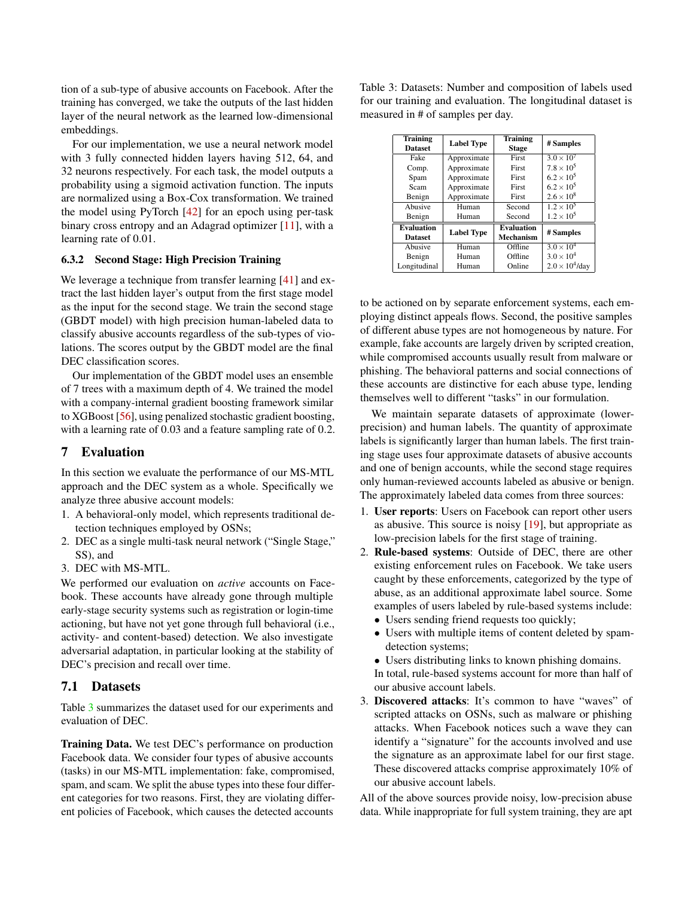tion of a sub-type of abusive accounts on Facebook. After the training has converged, we take the outputs of the last hidden layer of the neural network as the learned low-dimensional embeddings.

For our implementation, we use a neural network model with 3 fully connected hidden layers having 512, 64, and 32 neurons respectively. For each task, the model outputs a probability using a sigmoid activation function. The inputs are normalized using a Box-Cox transformation. We trained the model using PyTorch [42] for an epoch using per-task binary cross entropy and an Adagrad optimizer [11], with a learning rate of 0.01.

#### 6.3.2 Second Stage: High Precision Training

We leverage a technique from transfer learning [41] and extract the last hidden layer's output from the first stage model as the input for the second stage. We train the second stage (GBDT model) with high precision human-labeled data to classify abusive accounts regardless of the sub-types of violations. The scores output by the GBDT model are the final DEC classification scores.

Our implementation of the GBDT model uses an ensemble of 7 trees with a maximum depth of 4. We trained the model with a company-internal gradient boosting framework similar to XGBoost [56], using penalized stochastic gradient boosting, with a learning rate of 0.03 and a feature sampling rate of 0.2.

## 7 Evaluation

In this section we evaluate the performance of our MS-MTL approach and the DEC system as a whole. Specifically we analyze three abusive account models:

1. A behavioral-only model, which represents traditional detection techniques employed by OSNs;
2. DEC as a single multi-task neural network ("Single Stage," SS), and
3. DEC with MS-MTL.

We performed our evaluation on *active* accounts on Facebook. These accounts have already gone through multiple early-stage security systems such as registration or login-time actioning, but have not yet gone through full behavioral (i.e., activity- and content-based) detection. We also investigate adversarial adaptation, in particular looking at the stability of DEC's precision and recall over time.

### 7.1 Datasets

Table 3 summarizes the dataset used for our experiments and evaluation of DEC.

**Training Data.** We test DEC's performance on production Facebook data. We consider four types of abusive accounts (tasks) in our MS-MTL implementation: fake, compromised, spam, and scam. We split the abuse types into these four different categories for two reasons. First, they are violating different policies of Facebook, which causes the detected accounts to be actioned on by separate enforcement systems, each employing distinct appeals flows. Second, the positive samples of different abuse types are not homogeneous by nature. For example, fake accounts are largely driven by scripted creation, while compromised accounts usually result from malware or phishing. The behavioral patterns and social connections of these accounts are distinctive for each abuse type, lending themselves well to different "tasks" in our formulation.

Table 3: Datasets: Number and composition of labels used for our training and evaluation. The longitudinal dataset is measured in # of samples per day.

| Training Dataset | Label Type | Training Stage | # Samples |
|---|---|---|---|
| Fake | Approximate | First | $3.0\times10^7$ |
| Comp. | Approximate | First | $7.8\times10^5$ |
| Spam | Approximate | First | $6.2\times10^5$ |
| Scam | Approximate | First | $6.2\times10^5$ |
| Benign | Approximate | First | $2.6\times10^8$ |
| Abusive | Human | Second | $1.2\times10^5$ |
| Benign | Human | Second | $1.2\times10^5$ |
| **Evaluation Dataset** | **Label Type** | **Evaluation Mechanism** | **# Samples** |
| Abusive | Human | Offline | $3.0\times10^4$ |
| Benign | Human | Offline | $3.0\times10^4$ |
| Longitudinal | Human | Online | $2.0\times10^4$/day |

We maintain separate datasets of approximate (lower-precision) and human labels. The quantity of approximate labels is significantly larger than human labels. The first training stage uses four approximate datasets of abusive accounts and one of benign accounts, while the second stage requires only human-reviewed accounts labeled as abusive or benign. The approximately labeled data comes from three sources:

1. **User reports**: Users on Facebook can report other users as abusive. This source is noisy [19], but appropriate as low-precision labels for the first stage of training.
2. **Rule-based systems**: Outside of DEC, there are other existing enforcement rules on Facebook. We take users caught by these enforcements, categorized by the type of abuse, as an additional approximate label source. Some examples of users labeled by rule-based systems include:
   - Users sending friend requests too quickly;
   - Users with multiple items of content deleted by spam-detection systems;
   - Users distributing links to known phishing domains.

   In total, rule-based systems account for more than half of our abusive account labels.
3. **Discovered attacks**: It's common to have "waves" of scripted attacks on OSNs, such as malware or phishing attacks. When Facebook notices such a wave they can identify a "signature" for the accounts involved and use the signature as an approximate label for our first stage. These discovered attacks comprise approximately 10% of our abusive account labels.

All of the above sources provide noisy, low-precision abuse data. While inappropriate for full system training, they are apt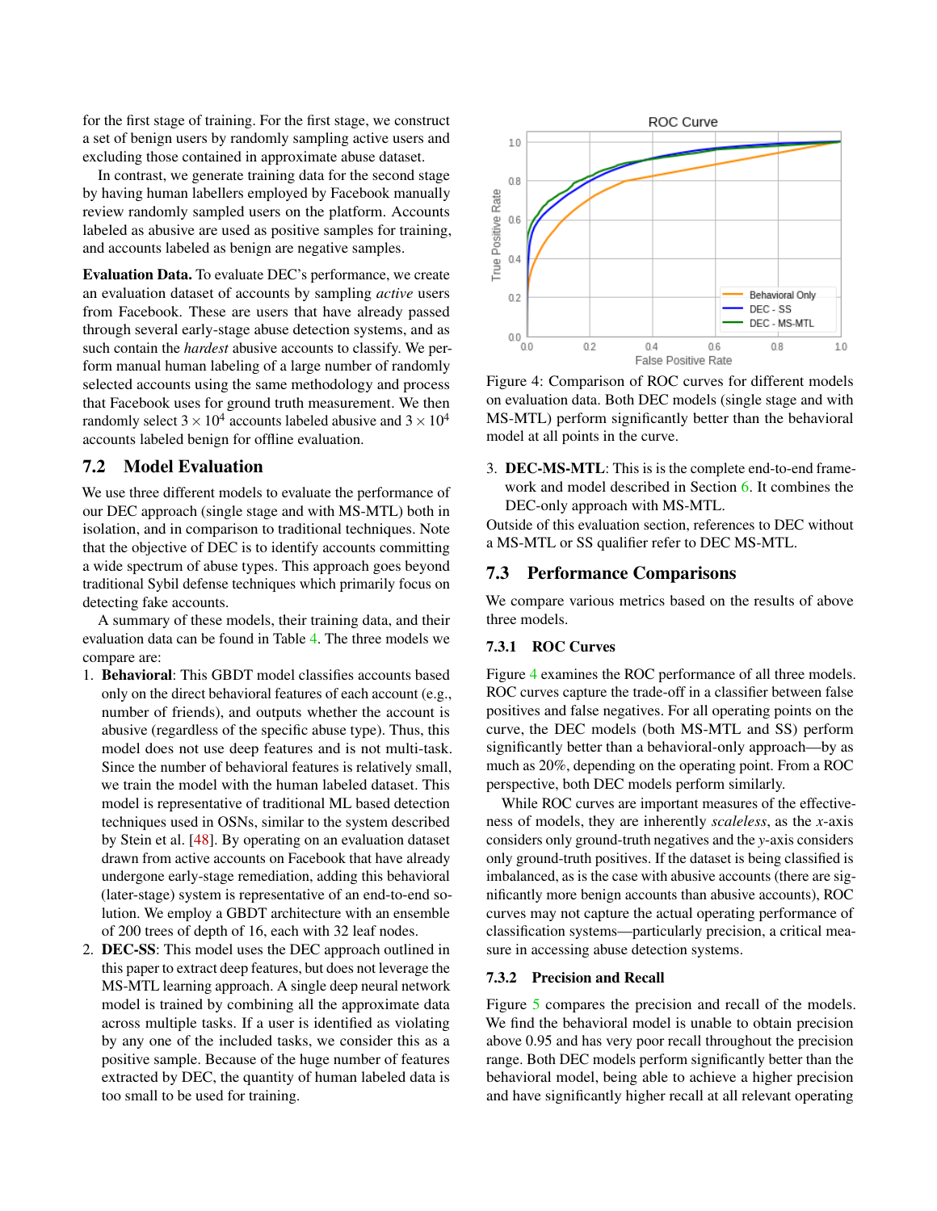for the first stage of training. For the first stage, we construct a set of benign users by randomly sampling active users and excluding those contained in approximate abuse dataset.

In contrast, we generate training data for the second stage by having human labellers employed by Facebook manually review randomly sampled users on the platform. Accounts labeled as abusive are used as positive samples for training, and accounts labeled as benign are negative samples.

**Evaluation Data.** To evaluate DEC's performance, we create an evaluation dataset of accounts by sampling *active* users from Facebook. These are users that have already passed through several early-stage abuse detection systems, and as such contain the *hardest* abusive accounts to classify. We perform manual human labeling of a large number of randomly selected accounts using the same methodology and process that Facebook uses for ground truth measurement. We then randomly select $3 \times 10^4$ accounts labeled abusive and $3 \times 10^4$ accounts labeled benign for offline evaluation.

## 7.2 Model Evaluation

We use three different models to evaluate the performance of our DEC approach (single stage and with MS-MTL) both in isolation, and in comparison to traditional techniques. Note that the objective of DEC is to identify accounts committing a wide spectrum of abuse types. This approach goes beyond traditional Sybil defense techniques which primarily focus on detecting fake accounts.

A summary of these models, their training data, and their evaluation data can be found in Table 4. The three models we compare are:

1. **Behavioral**: This GBDT model classifies accounts based only on the direct behavioral features of each account (e.g., number of friends), and outputs whether the account is abusive (regardless of the specific abuse type). Thus, this model does not use deep features and is not multi-task. Since the number of behavioral features is relatively small, we train the model with the human labeled dataset. This model is representative of traditional ML based detection techniques used in OSNs, similar to the system described by Stein et al. [48]. By operating on an evaluation dataset drawn from active accounts on Facebook that have already undergone early-stage remediation, adding this behavioral (later-stage) system is representative of an end-to-end solution. We employ a GBDT architecture with an ensemble of 200 trees of depth of 16, each with 32 leaf nodes.
2. **DEC-SS**: This model uses the DEC approach outlined in this paper to extract deep features, but does not leverage the MS-MTL learning approach. A single deep neural network model is trained by combining all the approximate data across multiple tasks. If a user is identified as violating by any one of the included tasks, we consider this as a positive sample. Because of the huge number of features extracted by DEC, the quantity of human labeled data is too small to be used for training.
3. **DEC-MS-MTL**: This is is the complete end-to-end framework and model described in Section 6. It combines the DEC-only approach with MS-MTL.

Figure 4: Comparison of ROC curves for different models on evaluation data. Both DEC models (single stage and with MS-MTL) perform significantly better than the behavioral model at all points in the curve.

Outside of this evaluation section, references to DEC without a MS-MTL or SS qualifier refer to DEC MS-MTL.

## 7.3 Performance Comparisons

We compare various metrics based on the results of above three models.

### 7.3.1 ROC Curves

Figure 4 examines the ROC performance of all three models. ROC curves capture the trade-off in a classifier between false positives and false negatives. For all operating points on the curve, the DEC models (both MS-MTL and SS) perform significantly better than a behavioral-only approach—by as much as 20%, depending on the operating point. From a ROC perspective, both DEC models perform similarly.

While ROC curves are important measures of the effectiveness of models, they are inherently *scaleless*, as the $x$-axis considers only ground-truth negatives and the $y$-axis considers only ground-truth positives. If the dataset is being classified is imbalanced, as is the case with abusive accounts (there are significantly more benign accounts than abusive accounts), ROC curves may not capture the actual operating performance of classification systems—particularly precision, a critical measure in accessing abuse detection systems.

### 7.3.2 Precision and Recall

Figure 5 compares the precision and recall of the models. We find the behavioral model is unable to obtain precision above 0.95 and has very poor recall throughout the precision range. Both DEC models perform significantly better than the behavioral model, being able to achieve a higher precision and have significantly higher recall at all relevant operating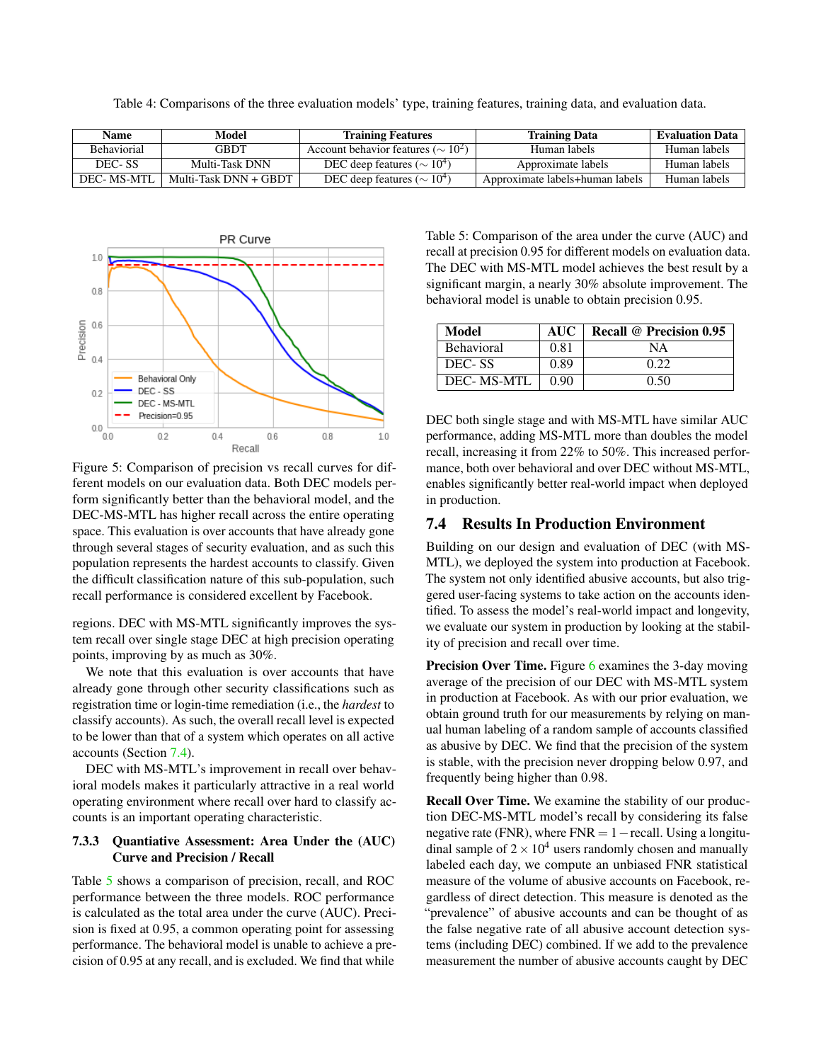Table 4: Comparisons of the three evaluation models' type, training features, training data, and evaluation data.

| Name | Model | Training Features | Training Data | Evaluation Data |
|---|---|---|---|---|
| Behaviorial | GBDT | Account behavior features ($\sim 10^2$) | Human labels | Human labels |
| DEC- SS | Multi-Task DNN | DEC deep features ($\sim 10^4$) | Approximate labels | Human labels |
| DEC- MS-MTL | Multi-Task DNN + GBDT | DEC deep features ($\sim 10^4$) | Approximate labels+human labels | Human labels |

Figure 5: Comparison of precision vs recall curves for different models on our evaluation data. Both DEC models perform significantly better than the behavioral model, and the DEC-MS-MTL has higher recall across the entire operating space. This evaluation is over accounts that have already gone through several stages of security evaluation, and as such this population represents the hardest accounts to classify. Given the difficult classification nature of this sub-population, such recall performance is considered excellent by Facebook.

regions. DEC with MS-MTL significantly improves the system recall over single stage DEC at high precision operating points, improving by as much as 30%.

We note that this evaluation is over accounts that have already gone through other security classifications such as registration time or login-time remediation (i.e., the *hardest* to classify accounts). As such, the overall recall level is expected to be lower than that of a system which operates on all active accounts (Section 7.4).

DEC with MS-MTL's improvement in recall over behavioral models makes it particularly attractive in a real world operating environment where recall over hard to classify accounts is an important operating characteristic.

### 7.3.3 Quantiative Assessment: Area Under the (AUC) Curve and Precision / Recall

Table 5 shows a comparison of precision, recall, and ROC performance between the three models. ROC performance is calculated as the total area under the curve (AUC). Precision is fixed at 0.95, a common operating point for assessing performance. The behavioral model is unable to achieve a precision of 0.95 at any recall, and is excluded. We find that while

Table 5: Comparison of the area under the curve (AUC) and recall at precision 0.95 for different models on evaluation data. The DEC with MS-MTL model achieves the best result by a significant margin, a nearly 30% absolute improvement. The behavioral model is unable to obtain precision 0.95.

| Model | AUC | Recall @ Precision 0.95 |
|---|---|---|
| Behavioral | 0.81 | NA |
| DEC- SS | 0.89 | 0.22 |
| DEC- MS-MTL | 0.90 | 0.50 |

DEC both single stage and with MS-MTL have similar AUC performance, adding MS-MTL more than doubles the model recall, increasing it from 22% to 50%. This increased performance, both over behavioral and over DEC without MS-MTL, enables significantly better real-world impact when deployed in production.

## 7.4 Results In Production Environment

Building on our design and evaluation of DEC (with MS-MTL), we deployed the system into production at Facebook. The system not only identified abusive accounts, but also triggered user-facing systems to take action on the accounts identified. To assess the model's real-world impact and longevity, we evaluate our system in production by looking at the stability of precision and recall over time.

**Precision Over Time.** Figure 6 examines the 3-day moving average of the precision of our DEC with MS-MTL system in production at Facebook. As with our prior evaluation, we obtain ground truth for our measurements by relying on manual human labeling of a random sample of accounts classified as abusive by DEC. We find that the precision of the system is stable, with the precision never dropping below 0.97, and frequently being higher than 0.98.

**Recall Over Time.** We examine the stability of our production DEC-MS-MTL model's recall by considering its false negative rate (FNR), where FNR $= 1 - \text{recall}$. Using a longitudinal sample of $2 \times 10^4$ users randomly chosen and manually labeled each day, we compute an unbiased FNR statistical measure of the volume of abusive accounts on Facebook, regardless of direct detection. This measure is denoted as the "prevalence" of abusive accounts and can be thought of as the false negative rate of all abusive account detection systems (including DEC) combined. If we add to the prevalence measurement the number of abusive accounts caught by DEC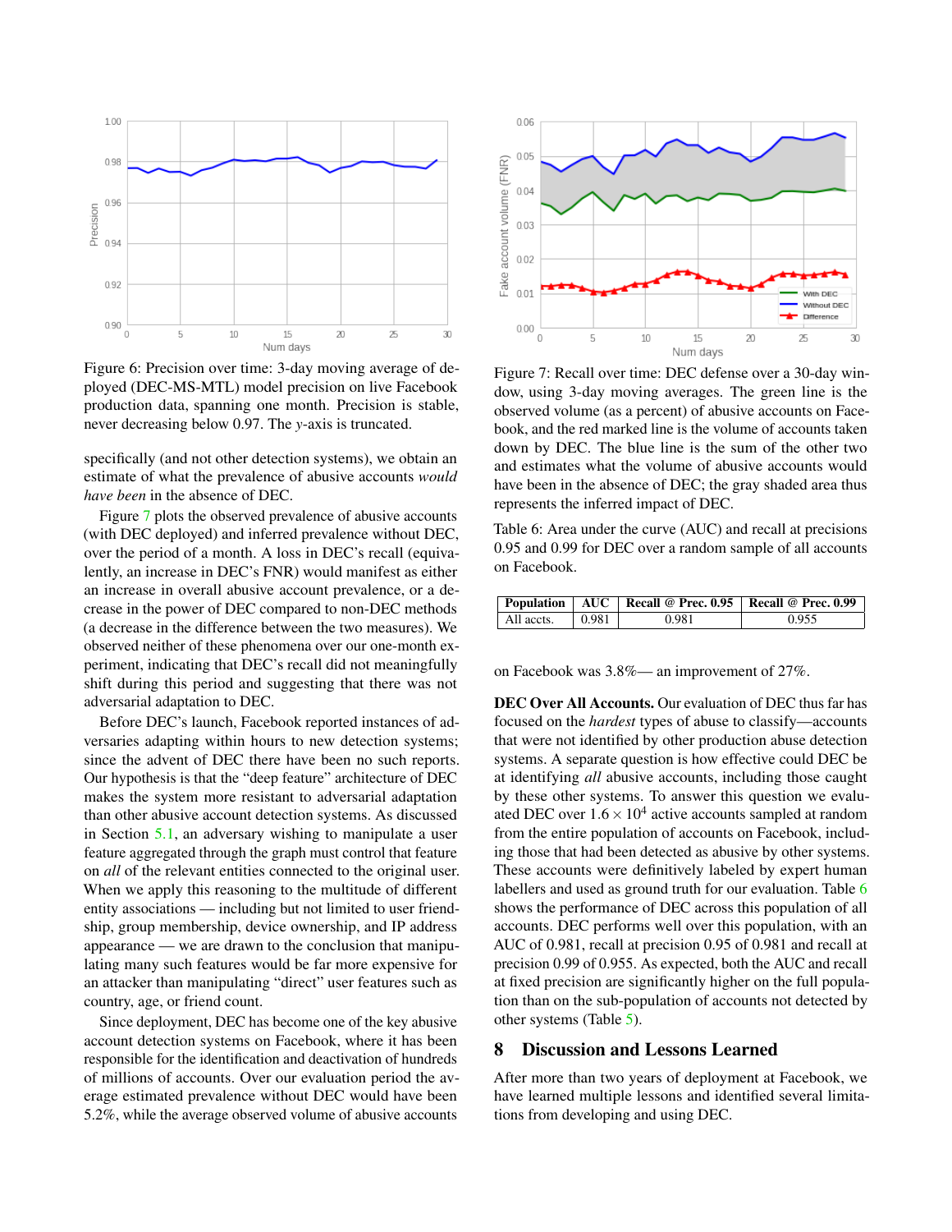Figure 6: Precision over time: 3-day moving average of deployed (DEC-MS-MTL) model precision on live Facebook production data, spanning one month. Precision is stable, never decreasing below 0.97. The *y*-axis is truncated.

specifically (and not other detection systems), we obtain an estimate of what the prevalence of abusive accounts *would have been* in the absence of DEC.

Figure 7 plots the observed prevalence of abusive accounts (with DEC deployed) and inferred prevalence without DEC, over the period of a month. A loss in DEC's recall (equivalently, an increase in DEC's FNR) would manifest as either an increase in overall abusive account prevalence, or a decrease in the power of DEC compared to non-DEC methods (a decrease in the difference between the two measures). We observed neither of these phenomena over our one-month experiment, indicating that DEC's recall did not meaningfully shift during this period and suggesting that there was not adversarial adaptation to DEC.

Before DEC's launch, Facebook reported instances of adversaries adapting within hours to new detection systems; since the advent of DEC there have been no such reports. Our hypothesis is that the "deep feature" architecture of DEC makes the system more resistant to adversarial adaptation than other abusive account detection systems. As discussed in Section 5.1, an adversary wishing to manipulate a user feature aggregated through the graph must control that feature on *all* of the relevant entities connected to the original user. When we apply this reasoning to the multitude of different entity associations — including but not limited to user friendship, group membership, device ownership, and IP address appearance — we are drawn to the conclusion that manipulating many such features would be far more expensive for an attacker than manipulating "direct" user features such as country, age, or friend count.

Since deployment, DEC has become one of the key abusive account detection systems on Facebook, where it has been responsible for the identification and deactivation of hundreds of millions of accounts. Over our evaluation period the average estimated prevalence without DEC would have been 5.2%, while the average observed volume of abusive accounts on Facebook was 3.8%— an improvement of 27%.

Figure 7: Recall over time: DEC defense over a 30-day window, using 3-day moving averages. The green line is the observed volume (as a percent) of abusive accounts on Facebook, and the red marked line is the volume of accounts taken down by DEC. The blue line is the sum of the other two and estimates what the volume of accounts would have been in the absence of DEC; the gray shaded area thus represents the inferred impact of DEC.

Table 6: Area under the curve (AUC) and recall at precisions 0.95 and 0.99 for DEC over a random sample of all accounts on Facebook.

| Population | AUC | Recall @ Prec. 0.95 | Recall @ Prec. 0.99 |
|---|---|---|---|
| All accts. | 0.981 | 0.981 | 0.955 |

**DEC Over All Accounts.** Our evaluation of DEC thus far has focused on the *hardest* types of abuse to classify—accounts that were not identified by other production abuse detection systems. A separate question is how effective could DEC be at identifying *all* abusive accounts, including those caught by these other systems. To answer this question we evaluated DEC over $1.6 \times 10^4$ active accounts sampled at random from the entire population of accounts on Facebook, including those that had been detected as abusive by other systems. These accounts were definitively labeled by expert human labellers and used as ground truth for our evaluation. Table 6 shows the performance of DEC across this population of all accounts. DEC performs well over this population, with an AUC of 0.981, recall at precision 0.95 of 0.981 and recall at precision 0.99 of 0.955. As expected, both the AUC and recall at fixed precision are significantly higher on the full population than on the sub-population of accounts not detected by other systems (Table 5).

## 8 Discussion and Lessons Learned

After more than two years of deployment at Facebook, we have learned multiple lessons and identified several limitations from developing and using DEC.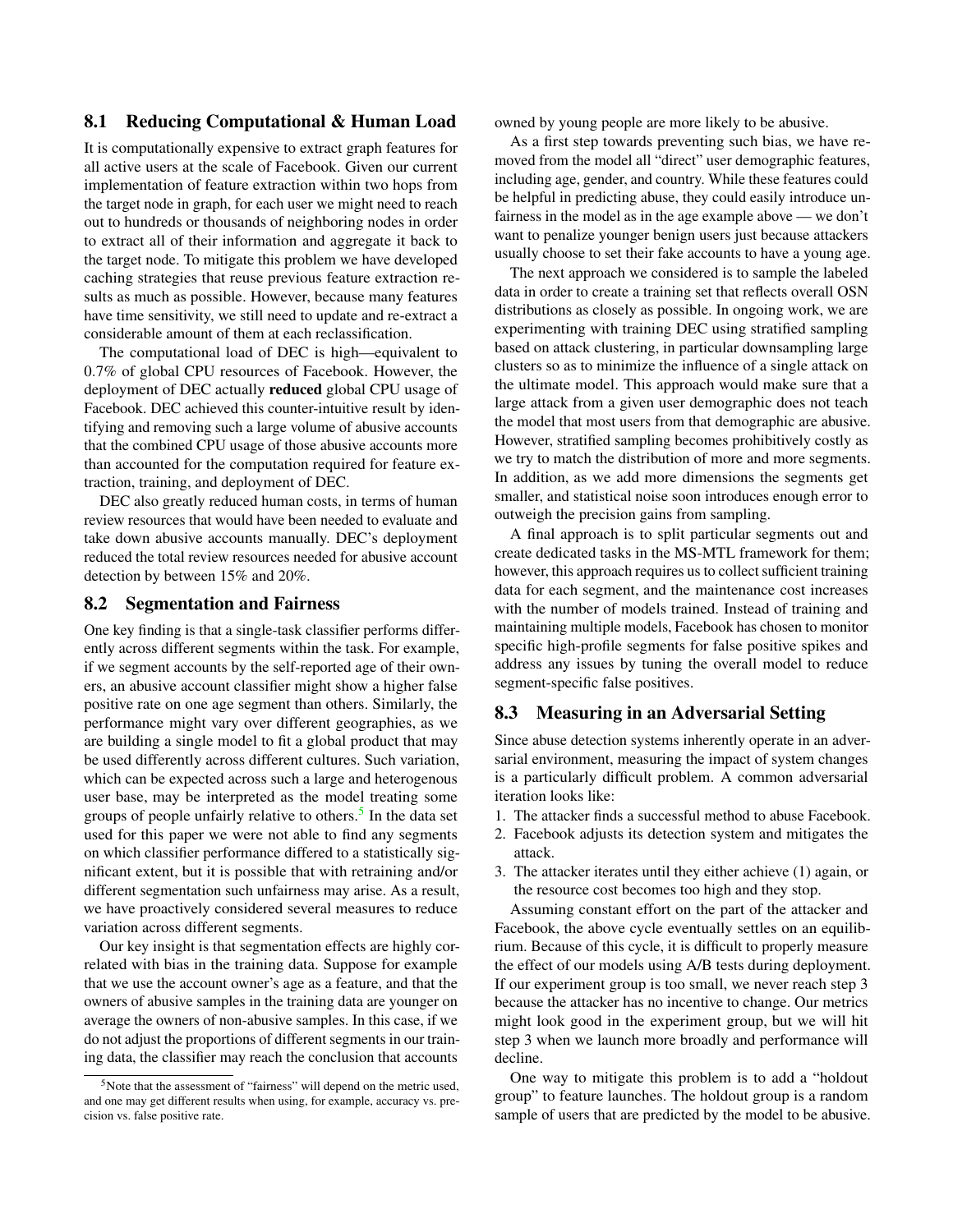### 8.1 Reducing Computational & Human Load

It is computationally expensive to extract graph features for all active users at the scale of Facebook. Given our current implementation of feature extraction within two hops from the target node in graph, for each user we might need to reach out to hundreds or thousands of neighboring nodes in order to extract all of their information and aggregate it back to the target node. To mitigate this problem we have developed caching strategies that reuse previous feature extraction results as much as possible. However, because many features have time sensitivity, we still need to update and re-extract a considerable amount of them at each reclassification.

The computational load of DEC is high—equivalent to 0.7% of global CPU resources of Facebook. However, the deployment of DEC actually **reduced** global CPU usage of Facebook. DEC achieved this counter-intuitive result by identifying and removing such a large volume of abusive accounts that the combined CPU usage of those abusive accounts more than accounted for the computation required for feature extraction, training, and deployment of DEC.

DEC also greatly reduced human costs, in terms of human review resources that would have been needed to evaluate and take down abusive accounts manually. DEC's deployment reduced the total review resources needed for abusive account detection by between 15% and 20%.

### 8.2 Segmentation and Fairness

One key finding is that a single-task classifier performs differently across different segments within the task. For example, if we segment accounts by the self-reported age of their owners, an abusive account classifier might show a higher false positive rate on one age segment than others. Similarly, the performance might vary over different geographies, as we are building a single model to fit a global product that may be used differently across different cultures. Such variation, which can be expected across such a large and heterogenous user base, may be interpreted as the model treating some groups of people unfairly relative to others.[5] In the data set used for this paper we were not able to find any segments on which classifier performance differed to a statistically significant extent, but it is possible that with retraining and/or different segmentation such unfairness may arise. As a result, we have proactively considered several measures to reduce variation across different segments.

Our key insight is that segmentation effects are highly correlated with bias in the training data. Suppose for example that we use the account owner's age as a feature, and that the owners of abusive samples in the training data are younger on average the owners of non-abusive samples. In this case, if we do not adjust the proportions of different segments in our training data, the classifier may reach the conclusion that accounts owned by young people are more likely to be abusive.

As a first step towards preventing such bias, we have removed from the model all "direct" user demographic features, including age, gender, and country. While these features could be helpful in predicting abuse, they could easily introduce unfairness in the model as in the age example above — we don't want to penalize younger benign users just because attackers usually choose to set their fake accounts to have a young age.

The next approach we considered is to sample the labeled data in order to create a training set that reflects overall OSN distributions as closely as possible. In ongoing work, we are experimenting with training DEC using stratified sampling based on attack clustering, in particular downsampling large clusters so as to minimize the influence of a single attack on the ultimate model. This approach would make sure that a large attack from a given user demographic does not teach the model that most users from that demographic are abusive. However, stratified sampling becomes prohibitively costly as we try to match the distribution of more and more segments. In addition, as we add more dimensions the segments get smaller, and statistical noise soon introduces enough error to outweigh the precision gains from sampling.

A final approach is to split particular segments out and create dedicated tasks in the MS-MTL framework for them; however, this approach requires us to collect sufficient training data for each segment, and the maintenance cost increases with the number of models trained. Instead of training and maintaining multiple models, Facebook has chosen to monitor specific high-profile segments for false positive spikes and address any issues by tuning the overall model to reduce segment-specific false positives.

### 8.3 Measuring in an Adversarial Setting

Since abuse detection systems inherently operate in an adversarial environment, measuring the impact of system changes is a particularly difficult problem. A common adversarial iteration looks like:

1. The attacker finds a successful method to abuse Facebook.
2. Facebook adjusts its detection system and mitigates the attack.
3. The attacker iterates until they either achieve (1) again, or the resource cost becomes too high and they stop.

Assuming constant effort on the part of the attacker and Facebook, the above cycle eventually settles on an equilibrium. Because of this cycle, it is difficult to properly measure the effect of our models using A/B tests during deployment. If our experiment group is too small, we never reach step 3 because the attacker has no incentive to change. Our metrics might look good in the experiment group, but we will hit step 3 when we launch more broadly and performance will decline.

One way to mitigate this problem is to add a "holdout group" to feature launches. The holdout group is a random sample of users that are predicted by the model to be abusive.

[5] Note that the assessment of "fairness" will depend on the metric used, and one may get different results when using, for example, accuracy vs. precision vs. false positive rate.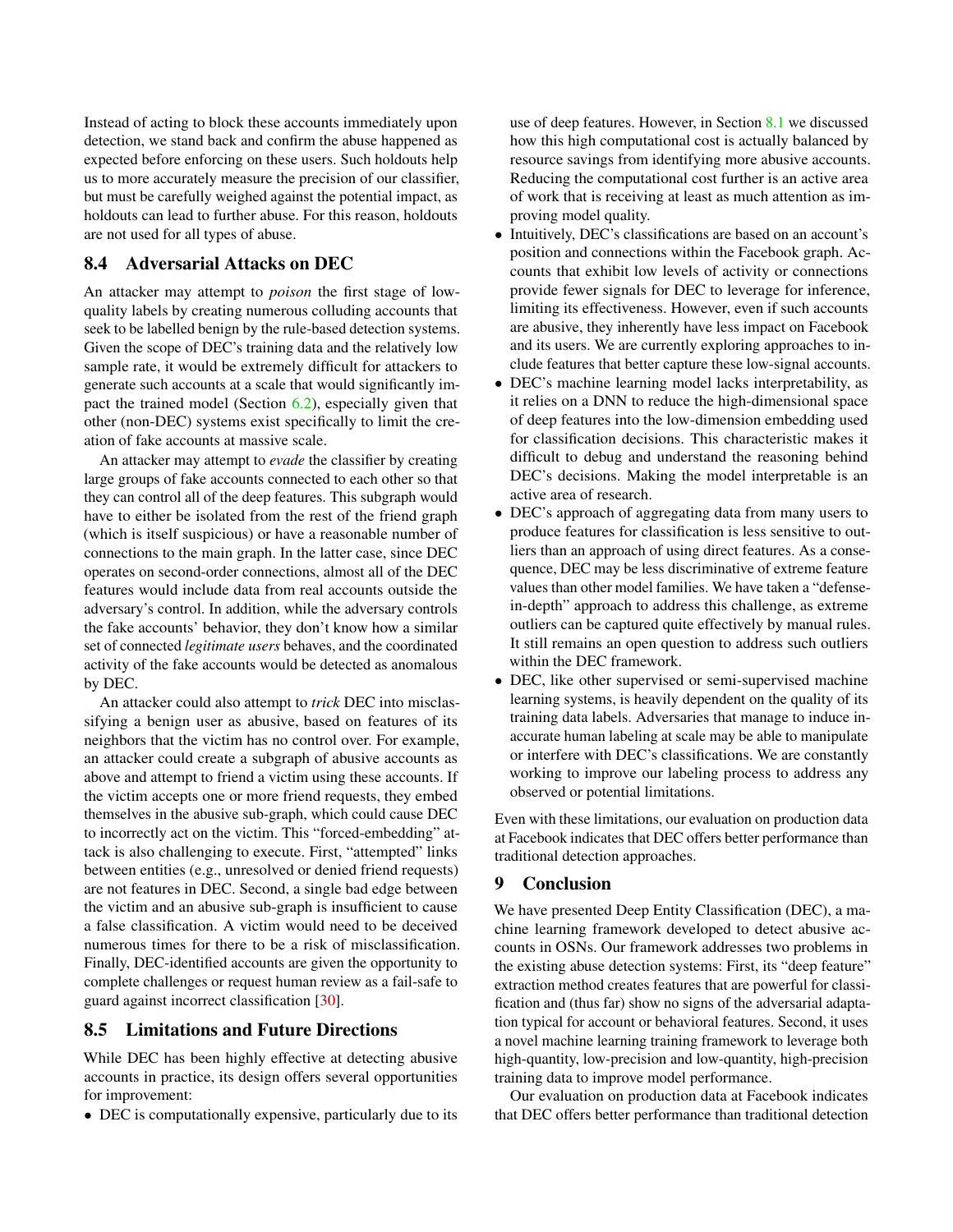Instead of acting to block these accounts immediately upon detection, we stand back and confirm the abuse happened as expected before enforcing on these users. Such holdouts help us to more accurately measure the precision of our classifier, but must be carefully weighed against the potential impact, as holdouts can lead to further abuse. For this reason, holdouts are not used for all types of abuse.

## 8.4 Adversarial Attacks on DEC

An attacker may attempt to *poison* the first stage of low-quality labels by creating numerous colluding accounts that seek to be labelled benign by the rule-based detection systems. Given the scope of DEC's training data and the relatively low sample rate, it would be extremely difficult for attackers to generate such accounts at a scale that would significantly impact the trained model (Section 6.2), especially given that other (non-DEC) systems exist specifically to limit the creation of fake accounts at massive scale.

An attacker may attempt to *evade* the classifier by creating large groups of fake accounts connected to each other so that they can control all of the deep features. This subgraph would have to either be isolated from the rest of the friend graph (which is itself suspicious) or have a reasonable number of connections to the main graph. In the latter case, since DEC operates on second-order connections, almost all of the DEC features would include data from real accounts outside the adversary's control. In addition, while the adversary controls the fake accounts' behavior, they don't know how a similar set of connected *legitimate users* behaves, and the coordinated activity of the fake accounts would be detected as anomalous by DEC.

An attacker could also attempt to *trick* DEC into misclassifying a benign user as abusive, based on features of its neighbors that the victim has no control over. For example, an attacker could create a subgraph of abusive accounts as above and attempt to friend a victim using these accounts. If the victim accepts one or more friend requests, they embed themselves in the abusive sub-graph, which could cause DEC to incorrectly act on the victim. This "forced-embedding" attack is also challenging to execute. First, "attempted" links between entities (e.g., unresolved or denied friend requests) are not features in DEC. Second, a single bad edge between the victim and an abusive sub-graph is insufficient to cause a false classification. A victim would need to be deceived numerous times for there to be a risk of misclassification. Finally, DEC-identified accounts are given the opportunity to complete challenges or request human review as a fail-safe to guard against incorrect classification [30].

## 8.5 Limitations and Future Directions

While DEC has been highly effective at detecting abusive accounts in practice, its design offers several opportunities for improvement:

- DEC is computationally expensive, particularly due to its use of deep features. However, in Section 8.1 we discussed how this high computational cost is actually balanced by resource savings from identifying more abusive accounts. Reducing the computational cost further is an active area of work that is receiving at least as much attention as improving model quality.
- Intuitively, DEC's classifications are based on an account's position and connections within the Facebook graph. Accounts that exhibit low levels of activity or connections provide fewer signals for DEC to leverage for inference, limiting its effectiveness. However, even if such accounts are abusive, they inherently have less impact on Facebook and its users. We are currently exploring approaches to include features that better capture these low-signal accounts.
- DEC's machine learning model lacks interpretability, as it relies on a DNN to reduce the high-dimensional space of deep features into the low-dimension embedding used for classification decisions. This characteristic makes it difficult to debug and understand the reasoning behind DEC's decisions. Making the model interpretable is an active area of research.
- DEC's approach of aggregating data from many users to produce features for classification is less sensitive to outliers than an approach of using direct features. As a consequence, DEC may be less discriminative of extreme feature values than other model families. We have taken a "defense-in-depth" approach to address this challenge, as extreme outliers can be captured quite effectively by manual rules. It still remains an open question to address such outliers within the DEC framework.
- DEC, like other supervised or semi-supervised machine learning systems, is heavily dependent on the quality of its training data labels. Adversaries that manage to induce inaccurate human labeling at scale may be able to manipulate or interfere with DEC's classifications. We are constantly working to improve our labeling process to address any observed or potential limitations.

Even with these limitations, our evaluation on production data at Facebook indicates that DEC offers better performance than traditional detection approaches.

# 9 Conclusion

We have presented Deep Entity Classification (DEC), a machine learning framework developed to detect abusive accounts in OSNs. Our framework addresses two problems in the existing abuse detection systems: First, its "deep feature" extraction method creates features that are powerful for classification and (thus far) show no signs of the adversarial adaptation typical for account or behavioral features. Second, it uses a novel machine learning training framework to leverage both high-quantity, low-precision and low-quantity, high-precision training data to improve model performance.

Our evaluation on production data at Facebook indicates that DEC offers better performance than traditional detection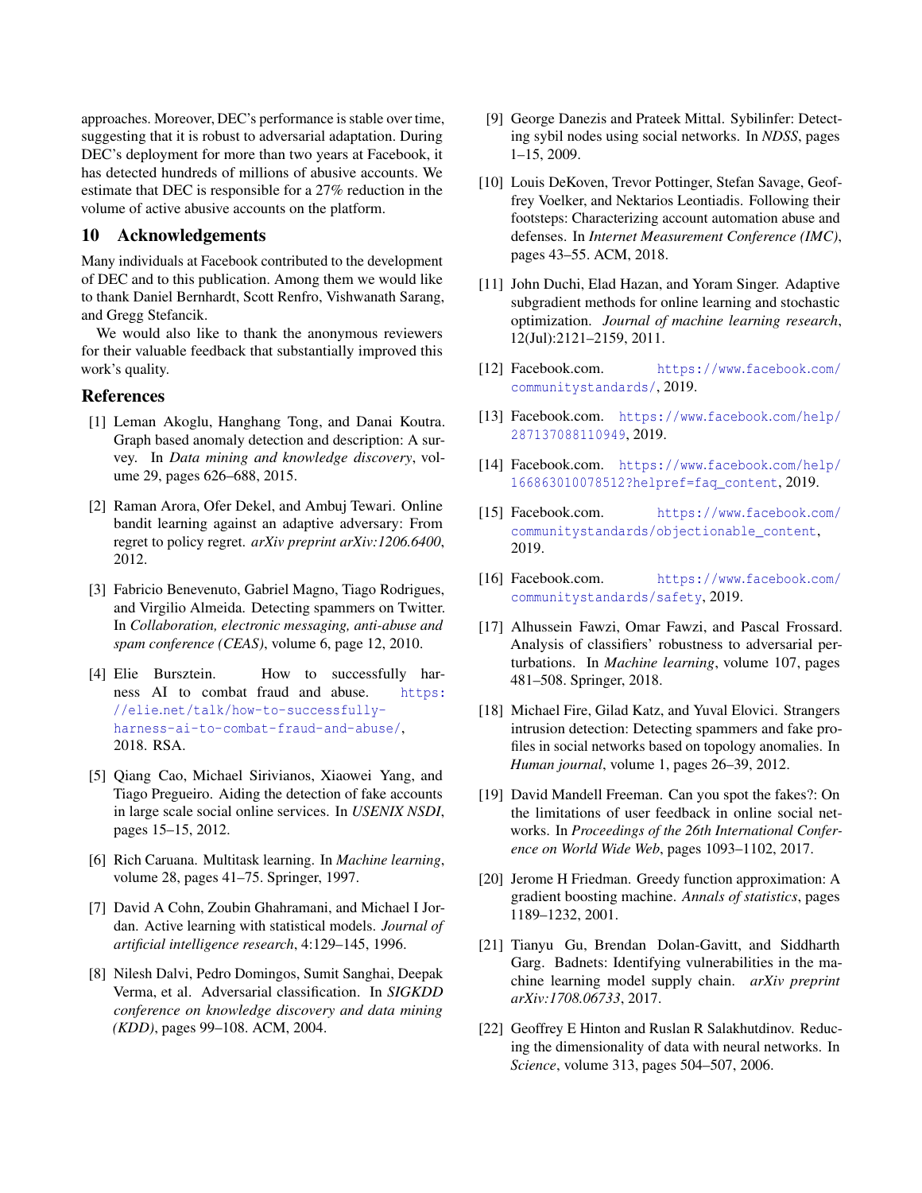approaches. Moreover, DEC's performance is stable over time, suggesting that it is robust to adversarial adaptation. During DEC's deployment for more than two years at Facebook, it has detected hundreds of millions of abusive accounts. We estimate that DEC is responsible for a 27% reduction in the volume of active abusive accounts on the platform.

## 10 Acknowledgements

Many individuals at Facebook contributed to the development of DEC and to this publication. Among them we would like to thank Daniel Bernhardt, Scott Renfro, Vishwanath Sarang, and Gregg Stefancik.

We would also like to thank the anonymous reviewers for their valuable feedback that substantially improved this work's quality.

## References

[1] Leman Akoglu, Hanghang Tong, and Danai Koutra. Graph based anomaly detection and description: A survey. In *Data mining and knowledge discovery*, volume 29, pages 626–688, 2015.

[2] Raman Arora, Ofer Dekel, and Ambuj Tewari. Online bandit learning against an adaptive adversary: From regret to policy regret. *arXiv preprint arXiv:1206.6400*, 2012.

[3] Fabricio Benevenuto, Gabriel Magno, Tiago Rodrigues, and Virgilio Almeida. Detecting spammers on Twitter. In *Collaboration, electronic messaging, anti-abuse and spam conference (CEAS)*, volume 6, page 12, 2010.

[4] Elie Bursztein. How to successfully harness AI to combat fraud and abuse. https://elie.net/talk/how-to-successfully-harness-ai-to-combat-fraud-and-abuse/, 2018. RSA.

[5] Qiang Cao, Michael Sirivianos, Xiaowei Yang, and Tiago Pregueiro. Aiding the detection of fake accounts in large scale social online services. In *USENIX NSDI*, pages 15–15, 2012.

[6] Rich Caruana. Multitask learning. In *Machine learning*, volume 28, pages 41–75. Springer, 1997.

[7] David A Cohn, Zoubin Ghahramani, and Michael I Jordan. Active learning with statistical models. *Journal of artificial intelligence research*, 4:129–145, 1996.

[8] Nilesh Dalvi, Pedro Domingos, Sumit Sanghai, Deepak Verma, et al. Adversarial classification. In *SIGKDD conference on knowledge discovery and data mining (KDD)*, pages 99–108. ACM, 2004.

[9] George Danezis and Prateek Mittal. Sybilinfer: Detecting sybil nodes using social networks. In *NDSS*, pages 1–15, 2009.

[10] Louis DeKoven, Trevor Pottinger, Stefan Savage, Geoffrey Voelker, and Nektarios Leontiadis. Following their footsteps: Characterizing account automation abuse and defenses. In *Internet Measurement Conference (IMC)*, pages 43–55. ACM, 2018.

[11] John Duchi, Elad Hazan, and Yoram Singer. Adaptive subgradient methods for online learning and stochastic optimization. *Journal of machine learning research*, 12(Jul):2121–2159, 2011.

[12] Facebook.com. https://www.facebook.com/communitystandards/, 2019.

[13] Facebook.com. https://www.facebook.com/help/287137088110949, 2019.

[14] Facebook.com. https://www.facebook.com/help/166863010078512?helpref=faq_content, 2019.

[15] Facebook.com. https://www.facebook.com/communitystandards/objectionable_content, 2019.

[16] Facebook.com. https://www.facebook.com/communitystandards/safety, 2019.

[17] Alhussein Fawzi, Omar Fawzi, and Pascal Frossard. Analysis of classifiers' robustness to adversarial perturbations. In *Machine learning*, volume 107, pages 481–508. Springer, 2018.

[18] Michael Fire, Gilad Katz, and Yuval Elovici. Strangers intrusion detection: Detecting spammers and fake profiles in social networks based on topology anomalies. In *Human journal*, volume 1, pages 26–39, 2012.

[19] David Mandell Freeman. Can you spot the fakes?: On the limitations of user feedback in online social networks. In *Proceedings of the 26th International Conference on World Wide Web*, pages 1093–1102, 2017.

[20] Jerome H Friedman. Greedy function approximation: A gradient boosting machine. *Annals of statistics*, pages 1189–1232, 2001.

[21] Tianyu Gu, Brendan Dolan-Gavitt, and Siddharth Garg. Badnets: Identifying vulnerabilities in the machine learning model supply chain. *arXiv preprint arXiv:1708.06733*, 2017.

[22] Geoffrey E Hinton and Ruslan R Salakhutdinov. Reducing the dimensionality of data with neural networks. In *Science*, volume 313, pages 504–507, 2006.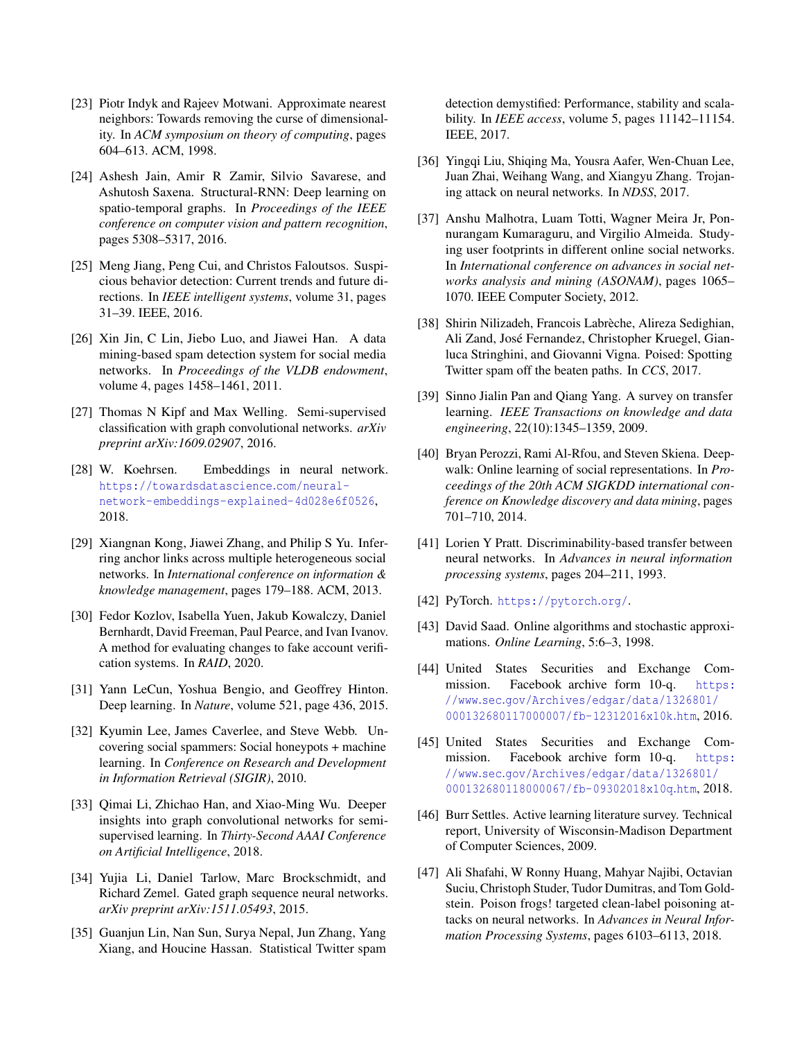[23] Piotr Indyk and Rajeev Motwani. Approximate nearest neighbors: Towards removing the curse of dimensionality. In *ACM symposium on theory of computing*, pages 604–613. ACM, 1998.

[24] Ashesh Jain, Amir R Zamir, Silvio Savarese, and Ashutosh Saxena. Structural-RNN: Deep learning on spatio-temporal graphs. In *Proceedings of the IEEE conference on computer vision and pattern recognition*, pages 5308–5317, 2016.

[25] Meng Jiang, Peng Cui, and Christos Faloutsos. Suspicious behavior detection: Current trends and future directions. In *IEEE intelligent systems*, volume 31, pages 31–39. IEEE, 2016.

[26] Xin Jin, C Lin, Jiebo Luo, and Jiawei Han. A data mining-based spam detection system for social media networks. In *Proceedings of the VLDB endowment*, volume 4, pages 1458–1461, 2011.

[27] Thomas N Kipf and Max Welling. Semi-supervised classification with graph convolutional networks. *arXiv preprint arXiv:1609.02907*, 2016.

[28] W. Koehrsen. Embeddings in neural network. https://towardsdatascience.com/neural-network-embeddings-explained-4d028e6f0526, 2018.

[29] Xiangnan Kong, Jiawei Zhang, and Philip S Yu. Inferring anchor links across multiple heterogeneous social networks. In *International conference on information & knowledge management*, pages 179–188. ACM, 2013.

[30] Fedor Kozlov, Isabella Yuen, Jakub Kowalczy, Daniel Bernhardt, David Freeman, Paul Pearce, and Ivan Ivanov. A method for evaluating changes to fake account verification systems. In *RAID*, 2020.

[31] Yann LeCun, Yoshua Bengio, and Geoffrey Hinton. Deep learning. In *Nature*, volume 521, page 436, 2015.

[32] Kyumin Lee, James Caverlee, and Steve Webb. Uncovering social spammers: Social honeypots + machine learning. In *Conference on Research and Development in Information Retrieval (SIGIR)*, 2010.

[33] Qimai Li, Zhichao Han, and Xiao-Ming Wu. Deeper insights into graph convolutional networks for semi-supervised learning. In *Thirty-Second AAAI Conference on Artificial Intelligence*, 2018.

[34] Yujia Li, Daniel Tarlow, Marc Brockschmidt, and Richard Zemel. Gated graph sequence neural networks. *arXiv preprint arXiv:1511.05493*, 2015.

[35] Guanjun Lin, Nan Sun, Surya Nepal, Jun Zhang, Yang Xiang, and Houcine Hassan. Statistical Twitter spam detection demystified: Performance, stability and scalability. In *IEEE access*, volume 5, pages 11142–11154. IEEE, 2017.

[36] Yingqi Liu, Shiqing Ma, Yousra Aafer, Wen-Chuan Lee, Juan Zhai, Weihang Wang, and Xiangyu Zhang. Trojaning attack on neural networks. In *NDSS*, 2017.

[37] Anshu Malhotra, Luam Totti, Wagner Meira Jr, Ponnurangam Kumaraguru, and Virgilio Almeida. Studying user footprints in different online social networks. In *International conference on advances in social networks analysis and mining (ASONAM)*, pages 1065–1070. IEEE Computer Society, 2012.

[38] Shirin Nilizadeh, Francois Labrèche, Alireza Sedighian, Ali Zand, José Fernandez, Christopher Kruegel, Gianluca Stringhini, and Giovanni Vigna. Poised: Spotting Twitter spam off the beaten paths. In *CCS*, 2017.

[39] Sinno Jialin Pan and Qiang Yang. A survey on transfer learning. *IEEE Transactions on knowledge and data engineering*, 22(10):1345–1359, 2009.

[40] Bryan Perozzi, Rami Al-Rfou, and Steven Skiena. Deepwalk: Online learning of social representations. In *Proceedings of the 20th ACM SIGKDD international conference on Knowledge discovery and data mining*, pages 701–710, 2014.

[41] Lorien Y Pratt. Discriminability-based transfer between neural networks. In *Advances in neural information processing systems*, pages 204–211, 1993.

[42] PyTorch. https://pytorch.org/.

[43] David Saad. Online algorithms and stochastic approximations. *Online Learning*, 5:6–3, 1998.

[44] United States Securities and Exchange Commission. Facebook archive form 10-q. https://www.sec.gov/Archives/edgar/data/1326801/000132680117000007/fb-12312016x10k.htm, 2016.

[45] United States Securities and Exchange Commission. Facebook archive form 10-q. https://www.sec.gov/Archives/edgar/data/1326801/000132680118000067/fb-09302018x10q.htm, 2018.

[46] Burr Settles. Active learning literature survey. Technical report, University of Wisconsin-Madison Department of Computer Sciences, 2009.

[47] Ali Shafahi, W Ronny Huang, Mahyar Najibi, Octavian Suciu, Christoph Studer, Tudor Dumitras, and Tom Goldstein. Poison frogs! targeted clean-label poisoning attacks on neural networks. In *Advances in Neural Information Processing Systems*, pages 6103–6113, 2018.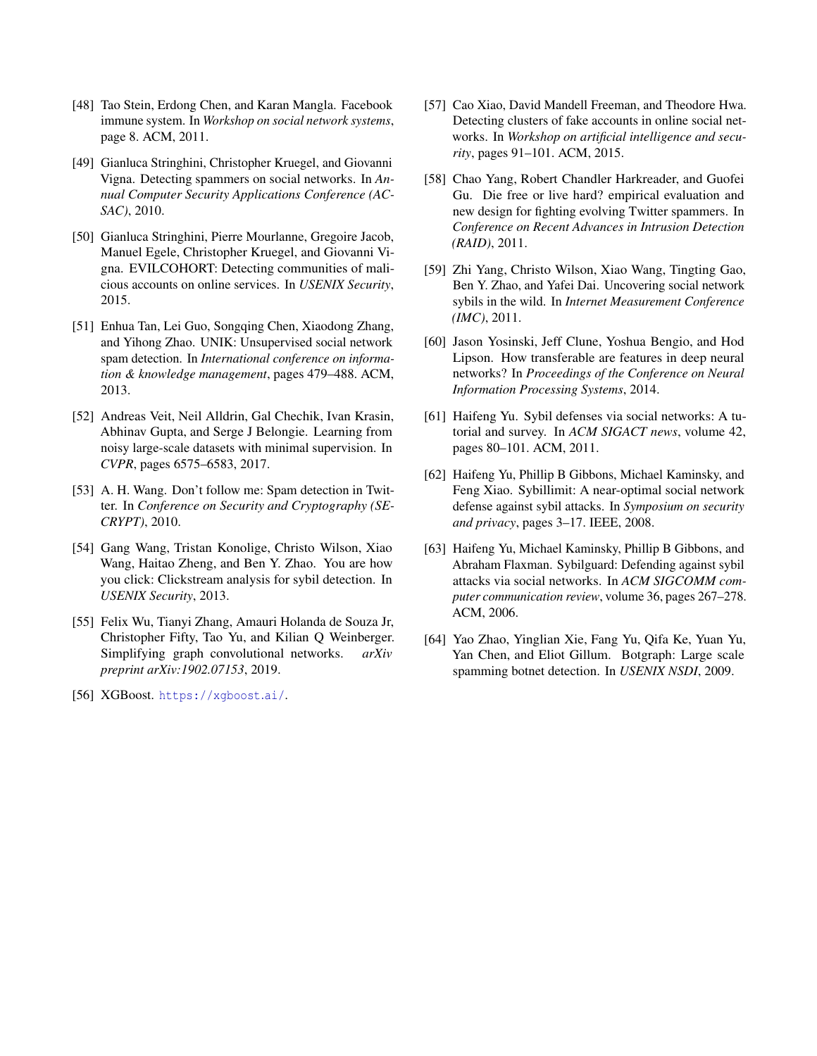[48] Tao Stein, Erdong Chen, and Karan Mangla. Facebook immune system. In *Workshop on social network systems*, page 8. ACM, 2011.

[49] Gianluca Stringhini, Christopher Kruegel, and Giovanni Vigna. Detecting spammers on social networks. In *Annual Computer Security Applications Conference (ACSAC)*, 2010.

[50] Gianluca Stringhini, Pierre Mourlanne, Gregoire Jacob, Manuel Egele, Christopher Kruegel, and Giovanni Vigna. EVILCOHORT: Detecting communities of malicious accounts on online services. In *USENIX Security*, 2015.

[51] Enhua Tan, Lei Guo, Songqing Chen, Xiaodong Zhang, and Yihong Zhao. UNIK: Unsupervised social network spam detection. In *International conference on information & knowledge management*, pages 479–488. ACM, 2013.

[52] Andreas Veit, Neil Alldrin, Gal Chechik, Ivan Krasin, Abhinav Gupta, and Serge J Belongie. Learning from noisy large-scale datasets with minimal supervision. In *CVPR*, pages 6575–6583, 2017.

[53] A. H. Wang. Don't follow me: Spam detection in Twitter. In *Conference on Security and Cryptography (SECRYPT)*, 2010.

[54] Gang Wang, Tristan Konolige, Christo Wilson, Xiao Wang, Haitao Zheng, and Ben Y. Zhao. You are how you click: Clickstream analysis for sybil detection. In *USENIX Security*, 2013.

[55] Felix Wu, Tianyi Zhang, Amauri Holanda de Souza Jr, Christopher Fifty, Tao Yu, and Kilian Q Weinberger. Simplifying graph convolutional networks. *arXiv preprint arXiv:1902.07153*, 2019.

[56] XGBoost. https://xgboost.ai/.

[57] Cao Xiao, David Mandell Freeman, and Theodore Hwa. Detecting clusters of fake accounts in online social networks. In *Workshop on artificial intelligence and security*, pages 91–101. ACM, 2015.

[58] Chao Yang, Robert Chandler Harkreader, and Guofei Gu. Die free or live hard? empirical evaluation and new design for fighting evolving Twitter spammers. In *Conference on Recent Advances in Intrusion Detection (RAID)*, 2011.

[59] Zhi Yang, Christo Wilson, Xiao Wang, Tingting Gao, Ben Y. Zhao, and Yafei Dai. Uncovering social network sybils in the wild. In *Internet Measurement Conference (IMC)*, 2011.

[60] Jason Yosinski, Jeff Clune, Yoshua Bengio, and Hod Lipson. How transferable are features in deep neural networks? In *Proceedings of the Conference on Neural Information Processing Systems*, 2014.

[61] Haifeng Yu. Sybil defenses via social networks: A tutorial and survey. In *ACM SIGACT news*, volume 42, pages 80–101. ACM, 2011.

[62] Haifeng Yu, Phillip B Gibbons, Michael Kaminsky, and Feng Xiao. Sybillimit: A near-optimal social network defense against sybil attacks. In *Symposium on security and privacy*, pages 3–17. IEEE, 2008.

[63] Haifeng Yu, Michael Kaminsky, Phillip B Gibbons, and Abraham Flaxman. Sybilguard: Defending against sybil attacks via social networks. In *ACM SIGCOMM computer communication review*, volume 36, pages 267–278. ACM, 2006.

[64] Yao Zhao, Yinglian Xie, Fang Yu, Qifa Ke, Yuan Yu, Yan Chen, and Eliot Gillum. Botgraph: Large scale spamming botnet detection. In *USENIX NSDI*, 2009.